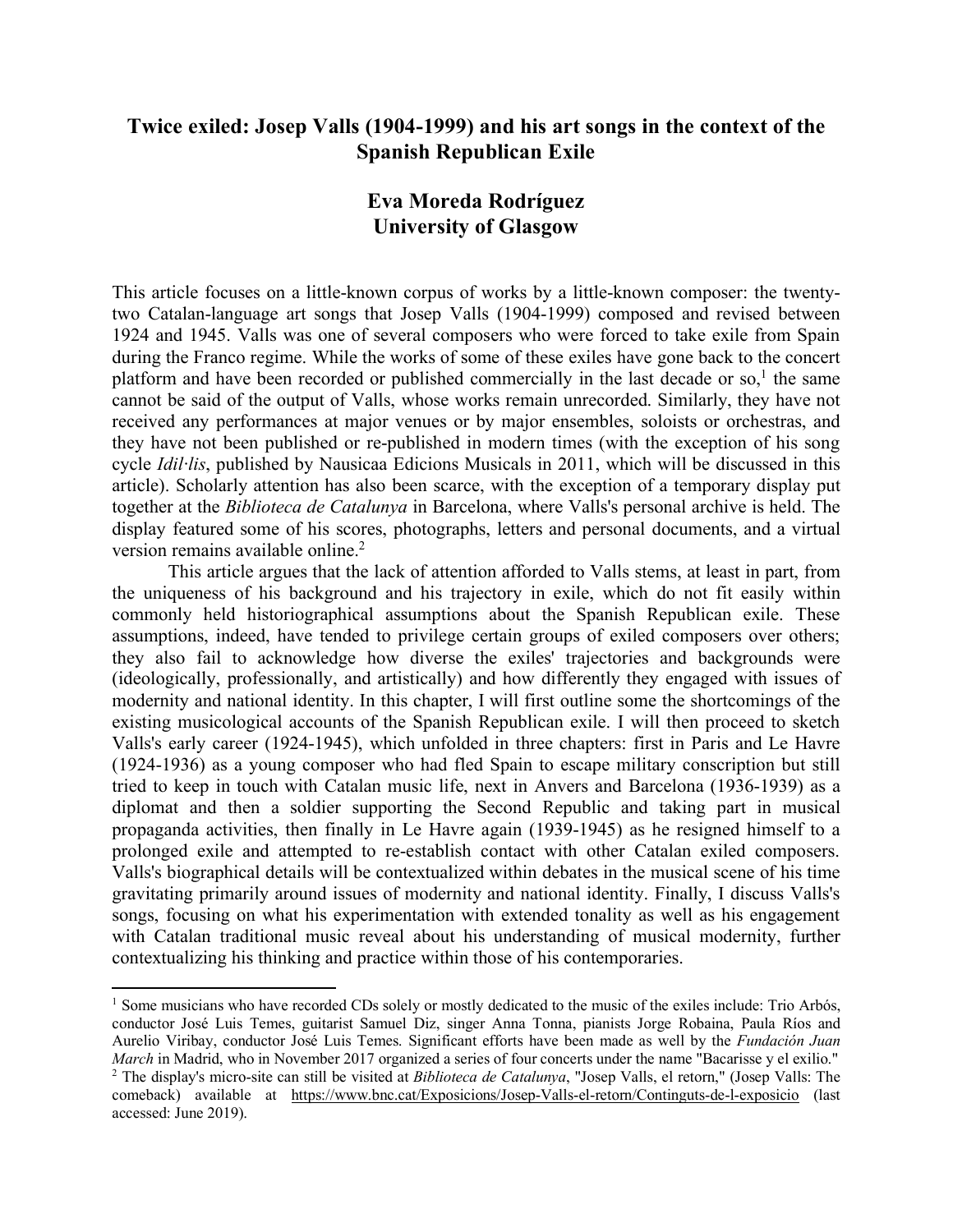# Twice exiled: Josep Valls (1904-1999) and his art songs in the context of the Spanish Republican Exile

## Eva Moreda Rodríguez
## University of Glasgow

This article focuses on a little-known corpus of works by a little-known composer: the twenty-two Catalan-language art songs that Josep Valls (1904-1999) composed and revised between 1924 and 1945. Valls was one of several composers who were forced to take exile from Spain during the Franco regime. While the works of some of these exiles have gone back to the concert platform and have been recorded or published commercially in the last decade or so,[1] the same cannot be said of the output of Valls, whose works remain unrecorded. Similarly, they have not received any performances at major venues or by major ensembles, soloists or orchestras, and they have not been published or re-published in modern times (with the exception of his song cycle *Idil·lis*, published by Nausicaa Edicions Musicals in 2011, which will be discussed in this article). Scholarly attention has also been scarce, with the exception of a temporary display put together at the *Biblioteca de Catalunya* in Barcelona, where Valls's personal archive is held. The display featured some of his scores, photographs, letters and personal documents, and a virtual version remains available online.[2]

This article argues that the lack of attention afforded to Valls stems, at least in part, from the uniqueness of his background and his trajectory in exile, which do not fit easily within commonly held historiographical assumptions about the Spanish Republican exile. These assumptions, indeed, have tended to privilege certain groups of exiled composers over others; they also fail to acknowledge how diverse the exiles' trajectories and backgrounds were (ideologically, professionally, and artistically) and how differently they engaged with issues of modernity and national identity. In this chapter, I will first outline some the shortcomings of the existing musicological accounts of the Spanish Republican exile. I will then proceed to sketch Valls's early career (1924-1945), which unfolded in three chapters: first in Paris and Le Havre (1924-1936) as a young composer who had fled Spain to escape military conscription but still tried to keep in touch with Catalan music life, next in Anvers and Barcelona (1936-1939) as a diplomat and then a soldier supporting the Second Republic and taking part in musical propaganda activities, then finally in Le Havre again (1939-1945) as he resigned himself to a prolonged exile and attempted to re-establish contact with other Catalan exiled composers. Valls's biographical details will be contextualized within debates in the musical scene of his time gravitating primarily around issues of modernity and national identity. Finally, I discuss Valls's songs, focusing on what his experimentation with extended tonality as well as his engagement with Catalan traditional music reveal about his understanding of musical modernity, further contextualizing his thinking and practice within those of his contemporaries.

---

[1] Some musicians who have recorded CDs solely or mostly dedicated to the music of the exiles include: Trio Arbós, conductor José Luis Temes, guitarist Samuel Diz, singer Anna Tonna, pianists Jorge Robaina, Paula Ríos and Aurelio Viribay, conductor José Luis Temes. Significant efforts have been made as well by the *Fundación Juan March* in Madrid, who in November 2017 organized a series of four concerts under the name "Bacarisse y el exilio."

[2] The display's micro-site can still be visited at *Biblioteca de Catalunya*, "Josep Valls, el retorn," (Josep Valls: The comeback) available at https://www.bnc.cat/Exposicions/Josep-Valls-el-retorn/Continguts-de-l-exposicio (last accessed: June 2019).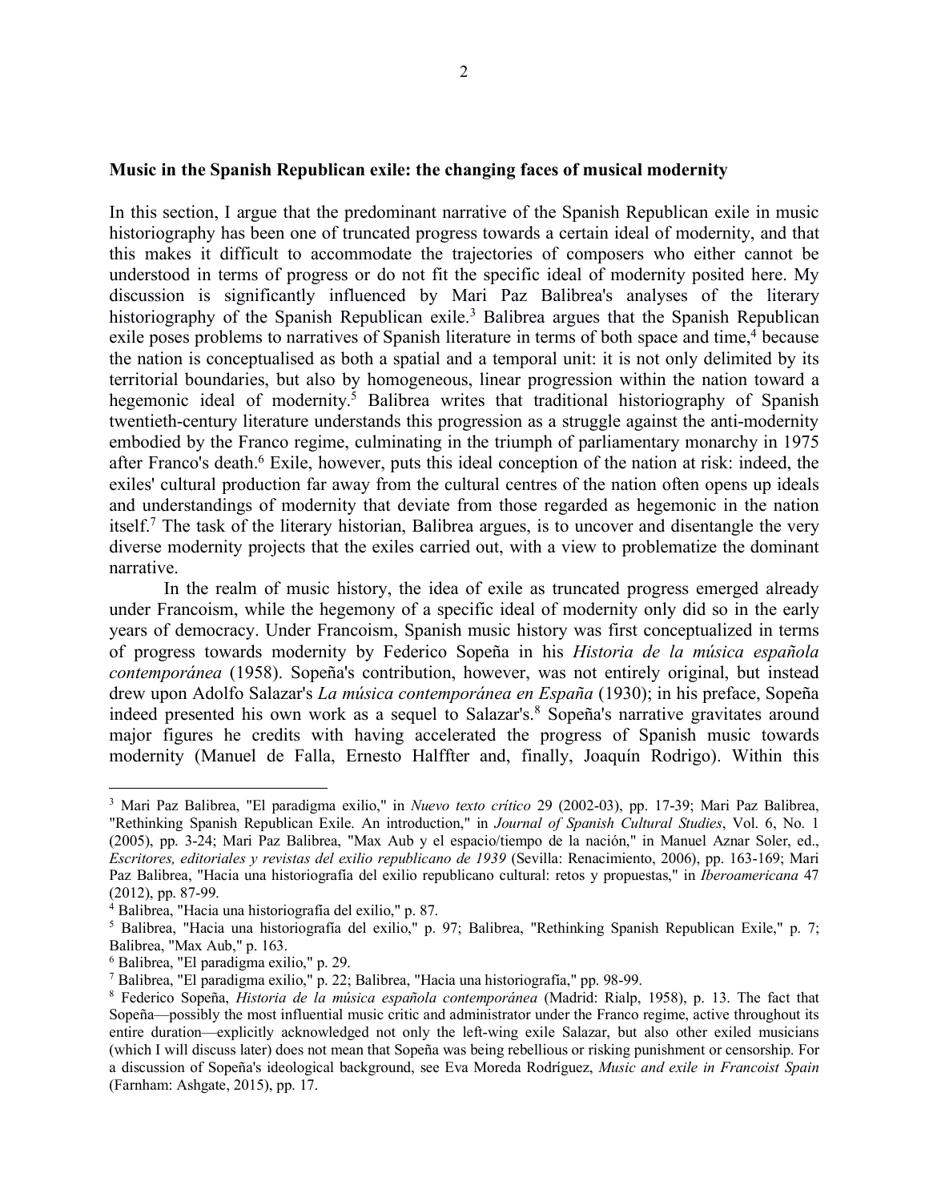**Music in the Spanish Republican exile: the changing faces of musical modernity**

In this section, I argue that the predominant narrative of the Spanish Republican exile in music historiography has been one of truncated progress towards a certain ideal of modernity, and that this makes it difficult to accommodate the trajectories of composers who either cannot be understood in terms of progress or do not fit the specific ideal of modernity posited here. My discussion is significantly influenced by Mari Paz Balibrea's analyses of the literary historiography of the Spanish Republican exile.[3] Balibrea argues that the Spanish Republican exile poses problems to narratives of Spanish literature in terms of both space and time,[4] because the nation is conceptualised as both a spatial and a temporal unit: it is not only delimited by its territorial boundaries, but also by homogeneous, linear progression within the nation toward a hegemonic ideal of modernity.[5] Balibrea writes that traditional historiography of Spanish twentieth-century literature understands this progression as a struggle against the anti-modernity embodied by the Franco regime, culminating in the triumph of parliamentary monarchy in 1975 after Franco's death.[6] Exile, however, puts this ideal conception of the nation at risk: indeed, the exiles' cultural production far away from the cultural centres of the nation often opens up ideals and understandings of modernity that deviate from those regarded as hegemonic in the nation itself.[7] The task of the literary historian, Balibrea argues, is to uncover and disentangle the very diverse modernity projects that the exiles carried out, with a view to problematize the dominant narrative.

In the realm of music history, the idea of exile as truncated progress emerged already under Francoism, while the hegemony of a specific ideal of modernity only did so in the early years of democracy. Under Francoism, Spanish music history was first conceptualized in terms of progress towards modernity by Federico Sopeña in his *Historia de la música española contemporánea* (1958). Sopeña's contribution, however, was not entirely original, but instead drew upon Adolfo Salazar's *La música contemporánea en España* (1930); in his preface, Sopeña indeed presented his own work as a sequel to Salazar's.[8] Sopeña's narrative gravitates around major figures he credits with having accelerated the progress of Spanish music towards modernity (Manuel de Falla, Ernesto Halffter and, finally, Joaquín Rodrigo). Within this

---

[3] Mari Paz Balibrea, "El paradigma exilio," in *Nuevo texto crítico* 29 (2002-03), pp. 17-39; Mari Paz Balibrea, "Rethinking Spanish Republican Exile. An introduction," in *Journal of Spanish Cultural Studies*, Vol. 6, No. 1 (2005), pp. 3-24; Mari Paz Balibrea, "Max Aub y el espacio/tiempo de la nación," in Manuel Aznar Soler, ed., *Escritores, editoriales y revistas del exilio republicano de 1939* (Sevilla: Renacimiento, 2006), pp. 163-169; Mari Paz Balibrea, "Hacia una historiografía del exilio republicano cultural: retos y propuestas," in *Iberoamericana* 47 (2012), pp. 87-99.

[4] Balibrea, "Hacia una historiografía del exilio," p. 87.

[5] Balibrea, "Hacia una historiografía del exilio," p. 97; Balibrea, "Rethinking Spanish Republican Exile," p. 7; Balibrea, "Max Aub," p. 163.

[6] Balibrea, "El paradigma exilio," p. 29.

[7] Balibrea, "El paradigma exilio," p. 22; Balibrea, "Hacia una historiografía," pp. 98-99.

[8] Federico Sopeña, *Historia de la música española contemporánea* (Madrid: Rialp, 1958), p. 13. The fact that Sopeña—possibly the most influential music critic and administrator under the Franco regime, active throughout its entire duration—explicitly acknowledged not only the left-wing exile Salazar, but also other exiled musicians (which I will discuss later) does not mean that Sopeña was being rebellious or risking punishment or censorship. For a discussion of Sopeña's ideological background, see Eva Moreda Rodríguez, *Music and exile in Francoist Spain* (Farnham: Ashgate, 2015), pp. 17.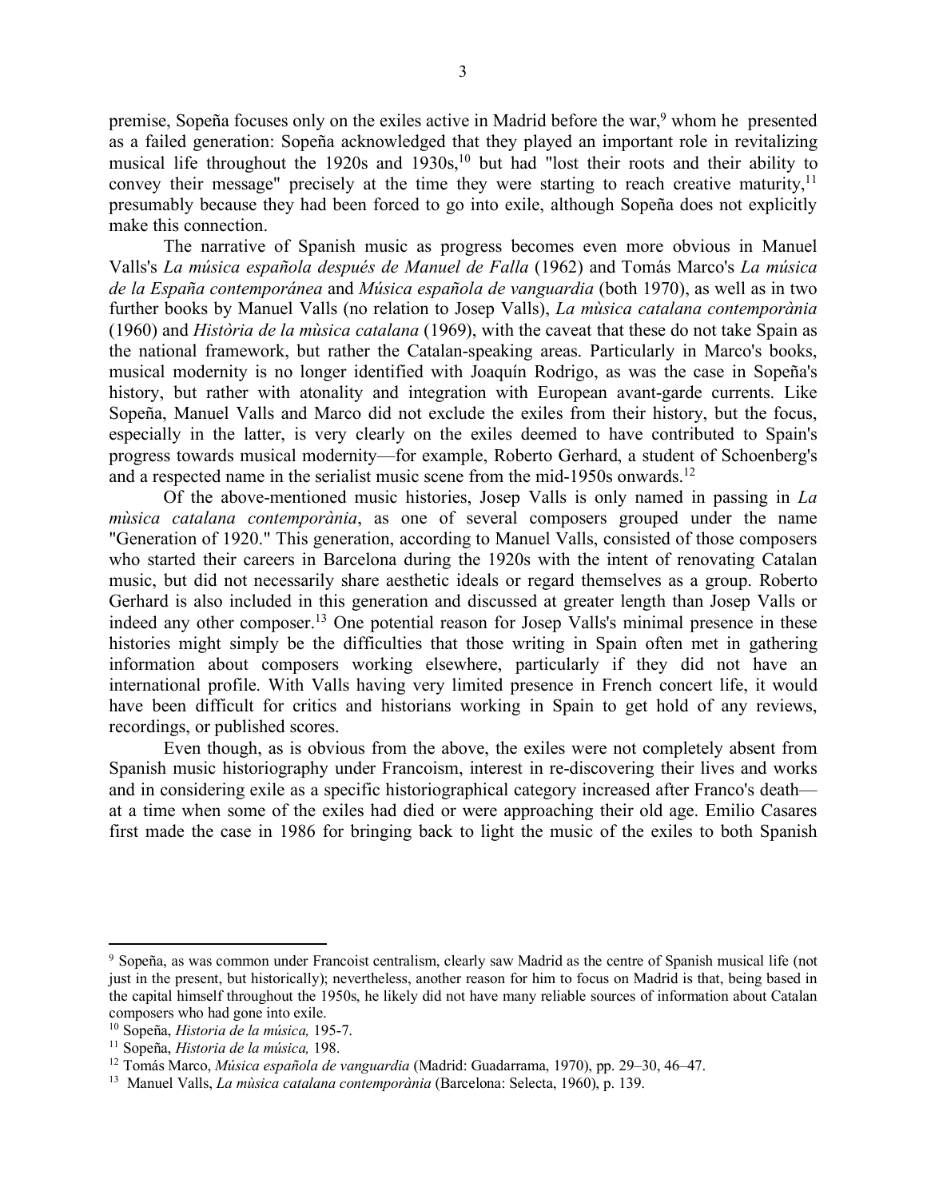premise, Sopeña focuses only on the exiles active in Madrid before the war,[9] whom he presented as a failed generation: Sopeña acknowledged that they played an important role in revitalizing musical life throughout the 1920s and 1930s,[10] but had "lost their roots and their ability to convey their message" precisely at the time they were starting to reach creative maturity,[11] presumably because they had been forced to go into exile, although Sopeña does not explicitly make this connection.

The narrative of Spanish music as progress becomes even more obvious in Manuel Valls's *La música española después de Manuel de Falla* (1962) and Tomás Marco's *La música de la España contemporánea* and *Música española de vanguardia* (both 1970), as well as in two further books by Manuel Valls (no relation to Josep Valls), *La mùsica catalana contemporània* (1960) and *Història de la mùsica catalana* (1969), with the caveat that these do not take Spain as the national framework, but rather the Catalan-speaking areas. Particularly in Marco's books, musical modernity is no longer identified with Joaquín Rodrigo, as was the case in Sopeña's history, but rather with atonality and integration with European avant-garde currents. Like Sopeña, Manuel Valls and Marco did not exclude the exiles from their history, but the focus, especially in the latter, is very clearly on the exiles deemed to have contributed to Spain's progress towards musical modernity—for example, Roberto Gerhard, a student of Schoenberg's and a respected name in the serialist music scene from the mid-1950s onwards.[12]

Of the above-mentioned music histories, Josep Valls is only named in passing in *La mùsica catalana contemporània*, as one of several composers grouped under the name "Generation of 1920." This generation, according to Manuel Valls, consisted of those composers who started their careers in Barcelona during the 1920s with the intent of renovating Catalan music, but did not necessarily share aesthetic ideals or regard themselves as a group. Roberto Gerhard is also included in this generation and discussed at greater length than Josep Valls or indeed any other composer.[13] One potential reason for Josep Valls's minimal presence in these histories might simply be the difficulties that those writing in Spain often met in gathering information about composers working elsewhere, particularly if they did not have an international profile. With Valls having very limited presence in French concert life, it would have been difficult for critics and historians working in Spain to get hold of any reviews, recordings, or published scores.

Even though, as is obvious from the above, the exiles were not completely absent from Spanish music historiography under Francoism, interest in re-discovering their lives and works and in considering exile as a specific historiographical category increased after Franco's death—at a time when some of the exiles had died or were approaching their old age. Emilio Casares first made the case in 1986 for bringing back to light the music of the exiles to both Spanish

---

[9] Sopeña, as was common under Francoist centralism, clearly saw Madrid as the centre of Spanish musical life (not just in the present, but historically); nevertheless, another reason for him to focus on Madrid is that, being based in the capital himself throughout the 1950s, he likely did not have many reliable sources of information about Catalan composers who had gone into exile.

[10] Sopeña, *Historia de la música,* 195-7.

[11] Sopeña, *Historia de la música,* 198.

[12] Tomás Marco, *Música española de vanguardia* (Madrid: Guadarrama, 1970), pp. 29–30, 46–47.

[13] Manuel Valls, *La mùsica catalana contemporània* (Barcelona: Selecta, 1960), p. 139.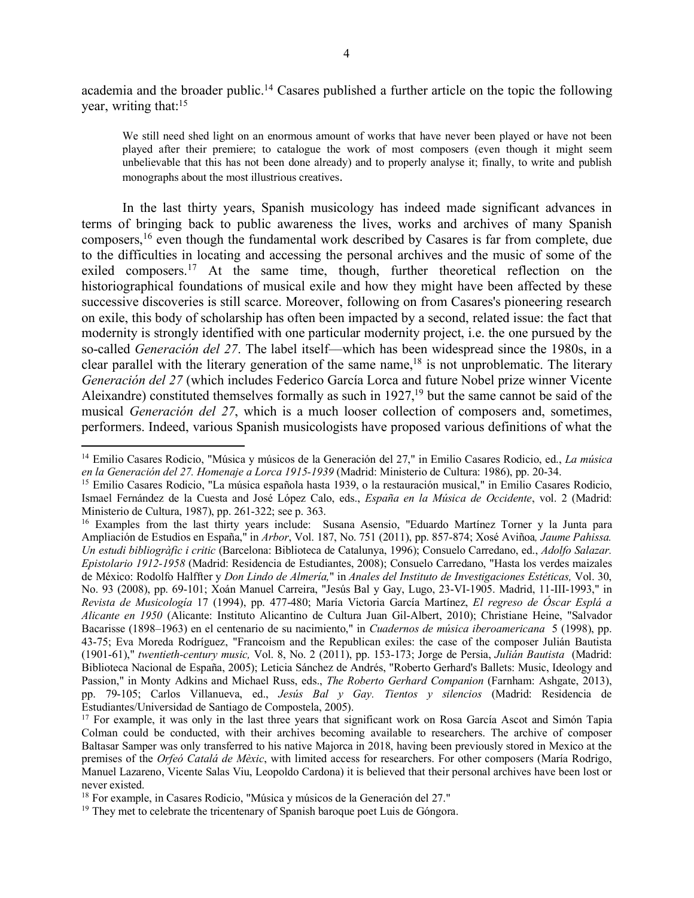academia and the broader public.[14] Casares published a further article on the topic the following year, writing that:[15]

> We still need shed light on an enormous amount of works that have never been played or have not been played after their premiere; to catalogue the work of most composers (even though it might seem unbelievable that this has not been done already) and to properly analyse it; finally, to write and publish monographs about the most illustrious creatives.

In the last thirty years, Spanish musicology has indeed made significant advances in terms of bringing back to public awareness the lives, works and archives of many Spanish composers,[16] even though the fundamental work described by Casares is far from complete, due to the difficulties in locating and accessing the personal archives and the music of some of the exiled composers.[17] At the same time, though, further theoretical reflection on the historiographical foundations of musical exile and how they might have been affected by these successive discoveries is still scarce. Moreover, following on from Casares's pioneering research on exile, this body of scholarship has often been impacted by a second, related issue: the fact that modernity is strongly identified with one particular modernity project, i.e. the one pursued by the so-called *Generación del 27*. The label itself—which has been widespread since the 1980s, in a clear parallel with the literary generation of the same name,[18] is not unproblematic. The literary *Generación del 27* (which includes Federico García Lorca and future Nobel prize winner Vicente Aleixandre) constituted themselves formally as such in 1927,[19] but the same cannot be said of the musical *Generación del 27*, which is a much looser collection of composers and, sometimes, performers. Indeed, various Spanish musicologists have proposed various definitions of what the

---

[14] Emilio Casares Rodicio, "Música y músicos de la Generación del 27," in Emilio Casares Rodicio, ed., *La música en la Generación del 27. Homenaje a Lorca 1915-1939* (Madrid: Ministerio de Cultura: 1986), pp. 20-34.

[15] Emilio Casares Rodicio, "La música española hasta 1939, o la restauración musical," in Emilio Casares Rodicio, Ismael Fernández de la Cuesta and José López Calo, eds., *España en la Música de Occidente*, vol. 2 (Madrid: Ministerio de Cultura, 1987), pp. 261-322; see p. 363.

[16] Examples from the last thirty years include: Susana Asensio, "Eduardo Martínez Torner y la Junta para Ampliación de Estudios en España," in *Arbor*, Vol. 187, No. 751 (2011), pp. 857-874; Xosé Aviñoa*, Jaume Pahissa. Un estudi bibliogràfic i critic* (Barcelona: Biblioteca de Catalunya, 1996); Consuelo Carredano, ed., *Adolfo Salazar. Epistolario 1912-1958* (Madrid: Residencia de Estudiantes, 2008); Consuelo Carredano, "Hasta los verdes maizales de México: Rodolfo Halffter y *Don Lindo de Almería,*" in *Anales del Instituto de Investigaciones Estéticas,* Vol. 30, No. 93 (2008), pp. 69-101; Xoán Manuel Carreira, "Jesús Bal y Gay, Lugo, 23-VI-1905. Madrid, 11-III-1993," in *Revista de Musicología* 17 (1994), pp. 477-480; María Victoria García Martínez, *El regreso de Óscar Esplá a Alicante en 1950* (Alicante: Instituto Alicantino de Cultura Juan Gil-Albert, 2010); Christiane Heine, "Salvador Bacarisse (1898–1963) en el centenario de su nacimiento," in *Cuadernos de música iberoamericana* 5 (1998), pp. 43-75; Eva Moreda Rodríguez, "Francoism and the Republican exiles: the case of the composer Julián Bautista (1901-61)," *twentieth-century music,* Vol. 8, No. 2 (2011), pp. 153-173; Jorge de Persia, *Julián Bautista* (Madrid: Biblioteca Nacional de España, 2005); Leticia Sánchez de Andrés, "Roberto Gerhard's Ballets: Music, Ideology and Passion," in Monty Adkins and Michael Russ, eds., *The Roberto Gerhard Companion* (Farnham: Ashgate, 2013), pp. 79-105; Carlos Villanueva, ed., *Jesús Bal y Gay. Tientos y silencios* (Madrid: Residencia de Estudiantes/Universidad de Santiago de Compostela, 2005).

[17] For example, it was only in the last three years that significant work on Rosa García Ascot and Simón Tapia Colman could be conducted, with their archives becoming available to researchers. The archive of composer Baltasar Samper was only transferred to his native Majorca in 2018, having been previously stored in Mexico at the premises of the *Orfeó Catalá de Mèxic*, with limited access for researchers. For other composers (María Rodrigo, Manuel Lazareno, Vicente Salas Viu, Leopoldo Cardona) it is believed that their personal archives have been lost or never existed.

[18] For example, in Casares Rodicio, "Música y músicos de la Generación del 27."

[19] They met to celebrate the tricentenary of Spanish baroque poet Luis de Góngora.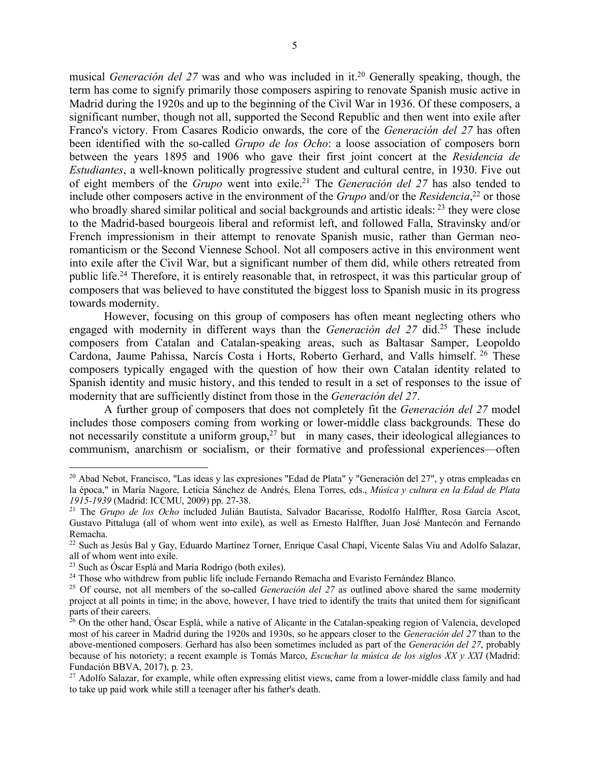musical *Generación del 27* was and who was included in it.[20] Generally speaking, though, the term has come to signify primarily those composers aspiring to renovate Spanish music active in Madrid during the 1920s and up to the beginning of the Civil War in 1936. Of these composers, a significant number, though not all, supported the Second Republic and then went into exile after Franco's victory. From Casares Rodicio onwards, the core of the *Generación del 27* has often been identified with the so-called *Grupo de los Ocho*: a loose association of composers born between the years 1895 and 1906 who gave their first joint concert at the *Residencia de Estudiantes*, a well-known politically progressive student and cultural centre, in 1930. Five out of eight members of the *Grupo* went into exile.[21] The *Generación del 27* has also tended to include other composers active in the environment of the *Grupo* and/or the *Residencia*,[22] or those who broadly shared similar political and social backgrounds and artistic ideals: [23] they were close to the Madrid-based bourgeois liberal and reformist left, and followed Falla, Stravinsky and/or French impressionism in their attempt to renovate Spanish music, rather than German neo-romanticism or the Second Viennese School. Not all composers active in this environment went into exile after the Civil War, but a significant number of them did, while others retreated from public life.[24] Therefore, it is entirely reasonable that, in retrospect, it was this particular group of composers that was believed to have constituted the biggest loss to Spanish music in its progress towards modernity.

However, focusing on this group of composers has often meant neglecting others who engaged with modernity in different ways than the *Generación del 27* did.[25] These include composers from Catalan and Catalan-speaking areas, such as Baltasar Samper, Leopoldo Cardona, Jaume Pahissa, Narcís Costa i Horts, Roberto Gerhard, and Valls himself. [26] These composers typically engaged with the question of how their own Catalan identity related to Spanish identity and music history, and this tended to result in a set of responses to the issue of modernity that are sufficiently distinct from those in the *Generación del 27*.

A further group of composers that does not completely fit the *Generación del 27* model includes those composers coming from working or lower-middle class backgrounds. These do not necessarily constitute a uniform group,[27] but in many cases, their ideological allegiances to communism, anarchism or socialism, or their formative and professional experiences—often

---

[20] Abad Nebot, Francisco, "Las ideas y las expresiones "Edad de Plata" y "Generación del 27", y otras empleadas en la época," in María Nagore, Leticia Sánchez de Andrés, Elena Torres, eds., *Música y cultura en la Edad de Plata 1915-1939* (Madrid: ICCMU, 2009) pp. 27-38.

[21] The *Grupo de los Ocho* included Julián Bautista, Salvador Bacarisse, Rodolfo Halffter, Rosa García Ascot, Gustavo Pittaluga (all of whom went into exile), as well as Ernesto Halffter, Juan José Mantecón and Fernando Remacha.

[22] Such as Jesús Bal y Gay, Eduardo Martínez Torner, Enrique Casal Chapí, Vicente Salas Viu and Adolfo Salazar, all of whom went into exile.

[23] Such as Óscar Esplá and María Rodrigo (both exiles).

[24] Those who withdrew from public life include Fernando Remacha and Evaristo Fernández Blanco.

[25] Of course, not all members of the so-called *Generación del 27* as outlined above shared the same modernity project at all points in time; in the above, however, I have tried to identify the traits that united them for significant parts of their careers.

[26] On the other hand, Óscar Esplá, while a native of Alicante in the Catalan-speaking region of Valencia, developed most of his career in Madrid during the 1920s and 1930s, so he appears closer to the *Generación del 27* than to the above-mentioned composers. Gerhard has also been sometimes included as part of the *Generación del 27*, probably because of his notoriety; a recent example is Tomás Marco, *Escuchar la música de los siglos XX y XXI* (Madrid: Fundación BBVA, 2017), p. 23.

[27] Adolfo Salazar, for example, while often expressing elitist views, came from a lower-middle class family and had to take up paid work while still a teenager after his father's death.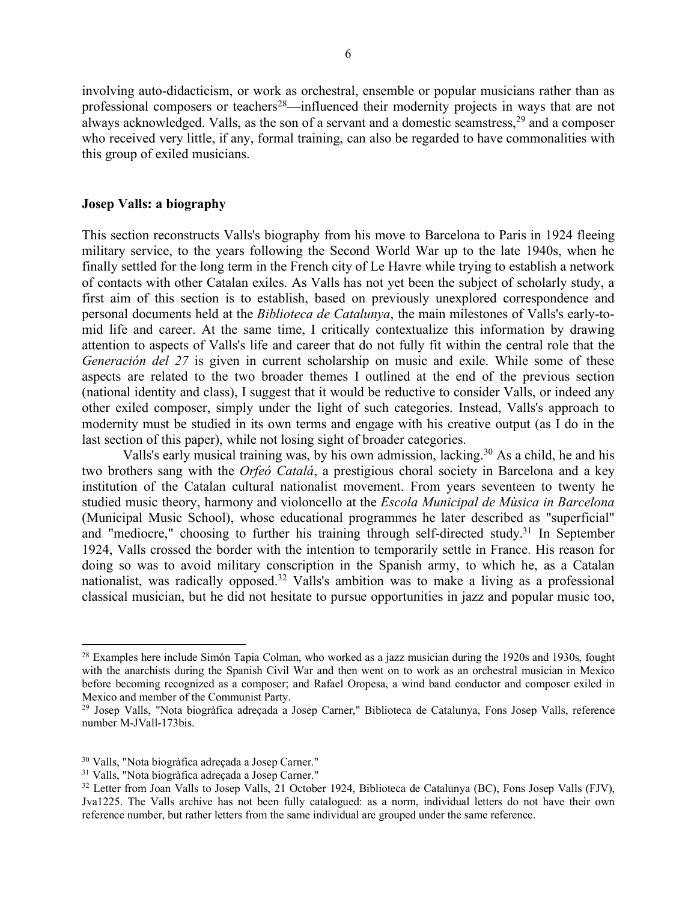involving auto-didacticism, or work as orchestral, ensemble or popular musicians rather than as professional composers or teachers[28]—influenced their modernity projects in ways that are not always acknowledged. Valls, as the son of a servant and a domestic seamstress,[29] and a composer who received very little, if any, formal training, can also be regarded to have commonalities with this group of exiled musicians.

## Josep Valls: a biography

This section reconstructs Valls's biography from his move to Barcelona to Paris in 1924 fleeing military service, to the years following the Second World War up to the late 1940s, when he finally settled for the long term in the French city of Le Havre while trying to establish a network of contacts with other Catalan exiles. As Valls has not yet been the subject of scholarly study, a first aim of this section is to establish, based on previously unexplored correspondence and personal documents held at the *Biblioteca de Catalunya*, the main milestones of Valls's early-to-mid life and career. At the same time, I critically contextualize this information by drawing attention to aspects of Valls's life and career that do not fully fit within the central role that the *Generación del 27* is given in current scholarship on music and exile. While some of these aspects are related to the two broader themes I outlined at the end of the previous section (national identity and class), I suggest that it would be reductive to consider Valls, or indeed any other exiled composer, simply under the light of such categories. Instead, Valls's approach to modernity must be studied in its own terms and engage with his creative output (as I do in the last section of this paper), while not losing sight of broader categories.

Valls's early musical training was, by his own admission, lacking.[30] As a child, he and his two brothers sang with the *Orfeó Catalá*, a prestigious choral society in Barcelona and a key institution of the Catalan cultural nationalist movement. From years seventeen to twenty he studied music theory, harmony and violoncello at the *Escola Municipal de Mùsica in Barcelona* (Municipal Music School), whose educational programmes he later described as "superficial" and "mediocre," choosing to further his training through self-directed study.[31] In September 1924, Valls crossed the border with the intention to temporarily settle in France. His reason for doing so was to avoid military conscription in the Spanish army, to which he, as a Catalan nationalist, was radically opposed.[32] Valls's ambition was to make a living as a professional classical musician, but he did not hesitate to pursue opportunities in jazz and popular music too,

---

[28] Examples here include Simón Tapia Colman, who worked as a jazz musician during the 1920s and 1930s, fought with the anarchists during the Spanish Civil War and then went on to work as an orchestral musician in Mexico before becoming recognized as a composer; and Rafael Oropesa, a wind band conductor and composer exiled in Mexico and member of the Communist Party.

[29] Josep Valls, "Nota biogràfica adreçada a Josep Carner," Biblioteca de Catalunya, Fons Josep Valls, reference number M-JVall-173bis.

[30] Valls, "Nota biogràfica adreçada a Josep Carner."

[31] Valls, "Nota biogràfica adreçada a Josep Carner."

[32] Letter from Joan Valls to Josep Valls, 21 October 1924, Biblioteca de Catalunya (BC), Fons Josep Valls (FJV), Jva1225. The Valls archive has not been fully catalogued: as a norm, individual letters do not have their own reference number, but rather letters from the same individual are grouped under the same reference.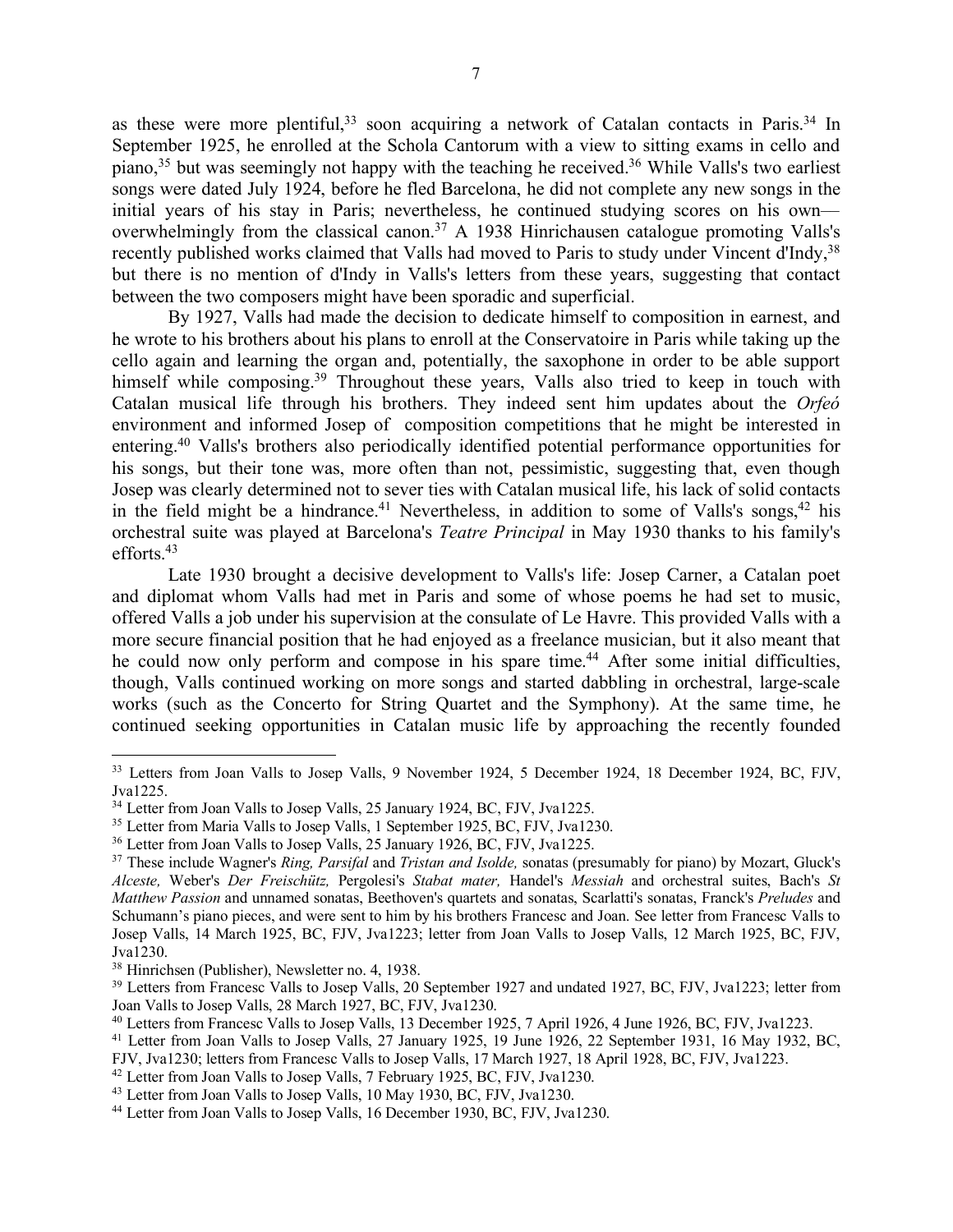as these were more plentiful,[33] soon acquiring a network of Catalan contacts in Paris.[34] In September 1925, he enrolled at the Schola Cantorum with a view to sitting exams in cello and piano,[35] but was seemingly not happy with the teaching he received.[36] While Valls's two earliest songs were dated July 1924, before he fled Barcelona, he did not complete any new songs in the initial years of his stay in Paris; nevertheless, he continued studying scores on his own—overwhelmingly from the classical canon.[37] A 1938 Hinrichausen catalogue promoting Valls's recently published works claimed that Valls had moved to Paris to study under Vincent d'Indy,[38] but there is no mention of d'Indy in Valls's letters from these years, suggesting that contact between the two composers might have been sporadic and superficial.

By 1927, Valls had made the decision to dedicate himself to composition in earnest, and he wrote to his brothers about his plans to enroll at the Conservatoire in Paris while taking up the cello again and learning the organ and, potentially, the saxophone in order to be able support himself while composing.[39] Throughout these years, Valls also tried to keep in touch with Catalan musical life through his brothers. They indeed sent him updates about the *Orfeó* environment and informed Josep of composition competitions that he might be interested in entering.[40] Valls's brothers also periodically identified potential performance opportunities for his songs, but their tone was, more often than not, pessimistic, suggesting that, even though Josep was clearly determined not to sever ties with Catalan musical life, his lack of solid contacts in the field might be a hindrance.[41] Nevertheless, in addition to some of Valls's songs,[42] his orchestral suite was played at Barcelona's *Teatre Principal* in May 1930 thanks to his family's efforts.[43]

Late 1930 brought a decisive development to Valls's life: Josep Carner, a Catalan poet and diplomat whom Valls had met in Paris and some of whose poems he had set to music, offered Valls a job under his supervision at the consulate of Le Havre. This provided Valls with a more secure financial position that he had enjoyed as a freelance musician, but it also meant that he could now only perform and compose in his spare time.[44] After some initial difficulties, though, Valls continued working on more songs and started dabbling in orchestral, large-scale works (such as the Concerto for String Quartet and the Symphony). At the same time, he continued seeking opportunities in Catalan music life by approaching the recently founded

---

[33] Letters from Joan Valls to Josep Valls, 9 November 1924, 5 December 1924, 18 December 1924, BC, FJV, Jva1225.

[34] Letter from Joan Valls to Josep Valls, 25 January 1924, BC, FJV, Jva1225.

[35] Letter from Maria Valls to Josep Valls, 1 September 1925, BC, FJV, Jva1230.

[36] Letter from Joan Valls to Josep Valls, 25 January 1926, BC, FJV, Jva1225.

[37] These include Wagner's *Ring, Parsifal* and *Tristan and Isolde,* sonatas (presumably for piano) by Mozart, Gluck's *Alceste,* Weber's *Der Freischütz,* Pergolesi's *Stabat mater,* Handel's *Messiah* and orchestral suites, Bach's *St Matthew Passion* and unnamed sonatas, Beethoven's quartets and sonatas, Scarlatti's sonatas, Franck's *Preludes* and Schumann's piano pieces, and were sent to him by his brothers Francesc and Joan. See letter from Francesc Valls to Josep Valls, 14 March 1925, BC, FJV, Jva1223; letter from Joan Valls to Josep Valls, 12 March 1925, BC, FJV, Jva1230.

[38] Hinrichsen (Publisher), Newsletter no. 4, 1938.

[39] Letters from Francesc Valls to Josep Valls, 20 September 1927 and undated 1927, BC, FJV, Jva1223; letter from Joan Valls to Josep Valls, 28 March 1927, BC, FJV, Jva1230.

[40] Letters from Francesc Valls to Josep Valls, 13 December 1925, 7 April 1926, 4 June 1926, BC, FJV, Jva1223.

[41] Letter from Joan Valls to Josep Valls, 27 January 1925, 19 June 1926, 22 September 1931, 16 May 1932, BC, FJV, Jva1230; letters from Francesc Valls to Josep Valls, 17 March 1927, 18 April 1928, BC, FJV, Jva1223.

[42] Letter from Joan Valls to Josep Valls, 7 February 1925, BC, FJV, Jva1230.

[43] Letter from Joan Valls to Josep Valls, 10 May 1930, BC, FJV, Jva1230.

[44] Letter from Joan Valls to Josep Valls, 16 December 1930, BC, FJV, Jva1230.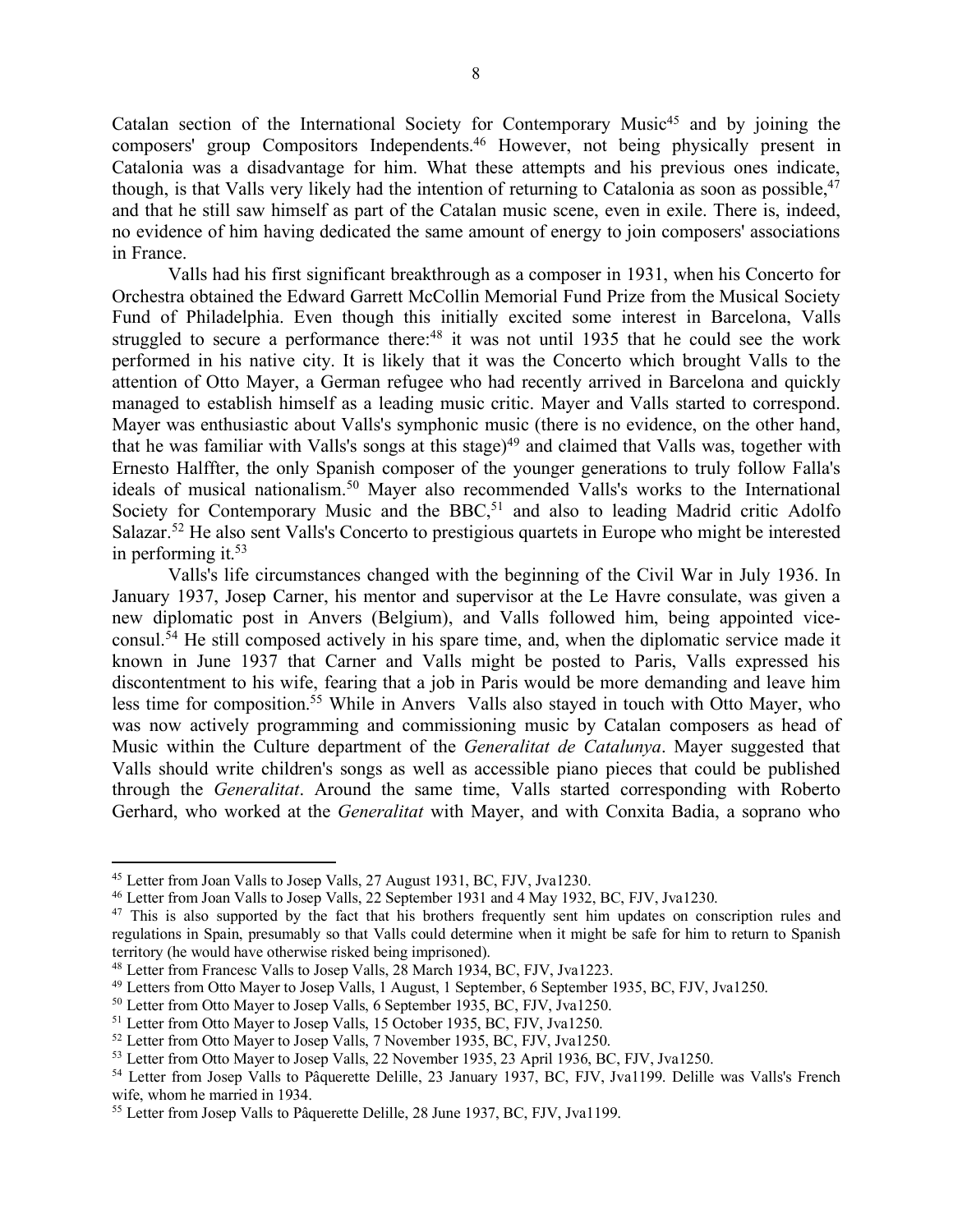Catalan section of the International Society for Contemporary Music[45] and by joining the composers' group Compositors Independents.[46] However, not being physically present in Catalonia was a disadvantage for him. What these attempts and his previous ones indicate, though, is that Valls very likely had the intention of returning to Catalonia as soon as possible,[47] and that he still saw himself as part of the Catalan music scene, even in exile. There is, indeed, no evidence of him having dedicated the same amount of energy to join composers' associations in France.

Valls had his first significant breakthrough as a composer in 1931, when his Concerto for Orchestra obtained the Edward Garrett McCollin Memorial Fund Prize from the Musical Society Fund of Philadelphia. Even though this initially excited some interest in Barcelona, Valls struggled to secure a performance there:[48] it was not until 1935 that he could see the work performed in his native city. It is likely that it was the Concerto which brought Valls to the attention of Otto Mayer, a German refugee who had recently arrived in Barcelona and quickly managed to establish himself as a leading music critic. Mayer and Valls started to correspond. Mayer was enthusiastic about Valls's symphonic music (there is no evidence, on the other hand, that he was familiar with Valls's songs at this stage)[49] and claimed that Valls was, together with Ernesto Halffter, the only Spanish composer of the younger generations to truly follow Falla's ideals of musical nationalism.[50] Mayer also recommended Valls's works to the International Society for Contemporary Music and the BBC,[51] and also to leading Madrid critic Adolfo Salazar.[52] He also sent Valls's Concerto to prestigious quartets in Europe who might be interested in performing it.[53]

Valls's life circumstances changed with the beginning of the Civil War in July 1936. In January 1937, Josep Carner, his mentor and supervisor at the Le Havre consulate, was given a new diplomatic post in Anvers (Belgium), and Valls followed him, being appointed vice-consul.[54] He still composed actively in his spare time, and, when the diplomatic service made it known in June 1937 that Carner and Valls might be posted to Paris, Valls expressed his discontentment to his wife, fearing that a job in Paris would be more demanding and leave him less time for composition.[55] While in Anvers Valls also stayed in touch with Otto Mayer, who was now actively programming and commissioning music by Catalan composers as head of Music within the Culture department of the *Generalitat de Catalunya*. Mayer suggested that Valls should write children's songs as well as accessible piano pieces that could be published through the *Generalitat*. Around the same time, Valls started corresponding with Roberto Gerhard, who worked at the *Generalitat* with Mayer, and with Conxita Badia, a soprano who

---

[45] Letter from Joan Valls to Josep Valls, 27 August 1931, BC, FJV, Jva1230.

[46] Letter from Joan Valls to Josep Valls, 22 September 1931 and 4 May 1932, BC, FJV, Jva1230.

[47] This is also supported by the fact that his brothers frequently sent him updates on conscription rules and regulations in Spain, presumably so that Valls could determine when it might be safe for him to return to Spanish territory (he would have otherwise risked being imprisoned).

[48] Letter from Francesc Valls to Josep Valls, 28 March 1934, BC, FJV, Jva1223.

[49] Letters from Otto Mayer to Josep Valls, 1 August, 1 September, 6 September 1935, BC, FJV, Jva1250.

[50] Letter from Otto Mayer to Josep Valls, 6 September 1935, BC, FJV, Jva1250.

[51] Letter from Otto Mayer to Josep Valls, 15 October 1935, BC, FJV, Jva1250.

[52] Letter from Otto Mayer to Josep Valls, 7 November 1935, BC, FJV, Jva1250.

[53] Letter from Otto Mayer to Josep Valls, 22 November 1935, 23 April 1936, BC, FJV, Jva1250.

[54] Letter from Josep Valls to Pâquerette Delille, 23 January 1937, BC, FJV, Jva1199. Delille was Valls's French wife, whom he married in 1934.

[55] Letter from Josep Valls to Pâquerette Delille, 28 June 1937, BC, FJV, Jva1199.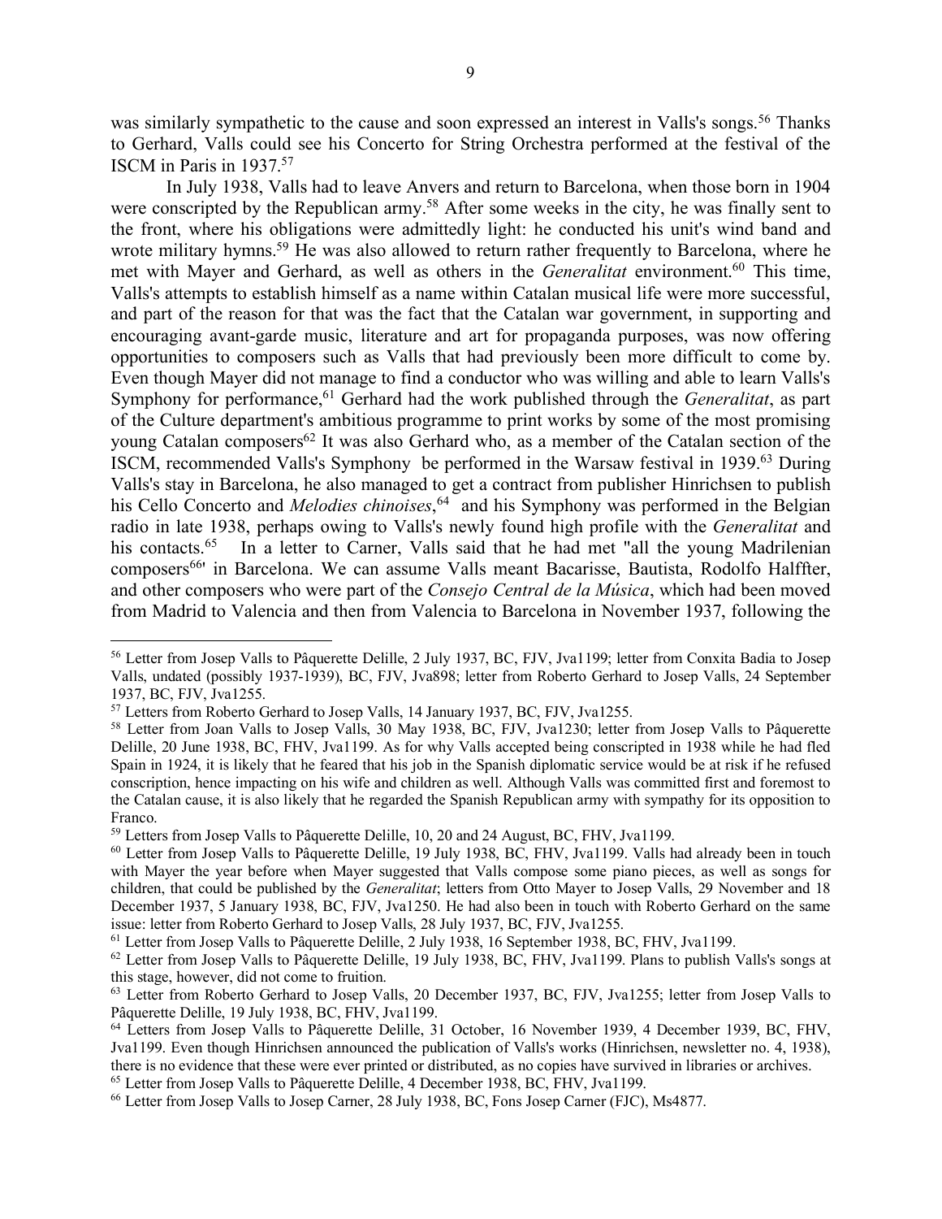was similarly sympathetic to the cause and soon expressed an interest in Valls's songs.[56] Thanks to Gerhard, Valls could see his Concerto for String Orchestra performed at the festival of the ISCM in Paris in 1937.[57]

In July 1938, Valls had to leave Anvers and return to Barcelona, when those born in 1904 were conscripted by the Republican army.[58] After some weeks in the city, he was finally sent to the front, where his obligations were admittedly light: he conducted his unit's wind band and wrote military hymns.[59] He was also allowed to return rather frequently to Barcelona, where he met with Mayer and Gerhard, as well as others in the *Generalitat* environment.[60] This time, Valls's attempts to establish himself as a name within Catalan musical life were more successful, and part of the reason for that was the fact that the Catalan war government, in supporting and encouraging avant-garde music, literature and art for propaganda purposes, was now offering opportunities to composers such as Valls that had previously been more difficult to come by. Even though Mayer did not manage to find a conductor who was willing and able to learn Valls's Symphony for performance,[61] Gerhard had the work published through the *Generalitat*, as part of the Culture department's ambitious programme to print works by some of the most promising young Catalan composers[62] It was also Gerhard who, as a member of the Catalan section of the ISCM, recommended Valls's Symphony be performed in the Warsaw festival in 1939.[63] During Valls's stay in Barcelona, he also managed to get a contract from publisher Hinrichsen to publish his Cello Concerto and *Melodies chinoises*,[64] and his Symphony was performed in the Belgian radio in late 1938, perhaps owing to Valls's newly found high profile with the *Generalitat* and his contacts.[65] In a letter to Carner, Valls said that he had met "all the young Madrilenian composers[66]" in Barcelona. We can assume Valls meant Bacarisse, Bautista, Rodolfo Halffter, and other composers who were part of the *Consejo Central de la Música*, which had been moved from Madrid to Valencia and then from Valencia to Barcelona in November 1937, following the

---

[56] Letter from Josep Valls to Pâquerette Delille, 2 July 1937, BC, FJV, Jva1199; letter from Conxita Badia to Josep Valls, undated (possibly 1937-1939), BC, FJV, Jva898; letter from Roberto Gerhard to Josep Valls, 24 September 1937, BC, FJV, Jva1255.

[57] Letters from Roberto Gerhard to Josep Valls, 14 January 1937, BC, FJV, Jva1255.

[58] Letter from Joan Valls to Josep Valls, 30 May 1938, BC, FJV, Jva1230; letter from Josep Valls to Pâquerette Delille, 20 June 1938, BC, FHV, Jva1199. As for why Valls accepted being conscripted in 1938 while he had fled Spain in 1924, it is likely that he feared that his job in the Spanish diplomatic service would be at risk if he refused conscription, hence impacting on his wife and children as well. Although Valls was committed first and foremost to the Catalan cause, it is also likely that he regarded the Spanish Republican army with sympathy for its opposition to Franco.

[59] Letters from Josep Valls to Pâquerette Delille, 10, 20 and 24 August, BC, FHV, Jva1199.

[60] Letter from Josep Valls to Pâquerette Delille, 19 July 1938, BC, FHV, Jva1199. Valls had already been in touch with Mayer the year before when Mayer suggested that Valls compose some piano pieces, as well as songs for children, that could be published by the *Generalitat*; letters from Otto Mayer to Josep Valls, 29 November and 18 December 1937, 5 January 1938, BC, FJV, Jva1250. He had also been in touch with Roberto Gerhard on the same issue: letter from Roberto Gerhard to Josep Valls, 28 July 1937, BC, FJV, Jva1255.

[61] Letter from Josep Valls to Pâquerette Delille, 2 July 1938, 16 September 1938, BC, FHV, Jva1199.

[62] Letter from Josep Valls to Pâquerette Delille, 19 July 1938, BC, FHV, Jva1199. Plans to publish Valls's songs at this stage, however, did not come to fruition.

[63] Letter from Roberto Gerhard to Josep Valls, 20 December 1937, BC, FJV, Jva1255; letter from Josep Valls to Pâquerette Delille, 19 July 1938, BC, FHV, Jva1199.

[64] Letters from Josep Valls to Pâquerette Delille, 31 October, 16 November 1939, 4 December 1939, BC, FHV, Jva1199. Even though Hinrichsen announced the publication of Valls's works (Hinrichsen, newsletter no. 4, 1938), there is no evidence that these were ever printed or distributed, as no copies have survived in libraries or archives.

[65] Letter from Josep Valls to Pâquerette Delille, 4 December 1938, BC, FHV, Jva1199.

[66] Letter from Josep Valls to Josep Carner, 28 July 1938, BC, Fons Josep Carner (FJC), Ms4877.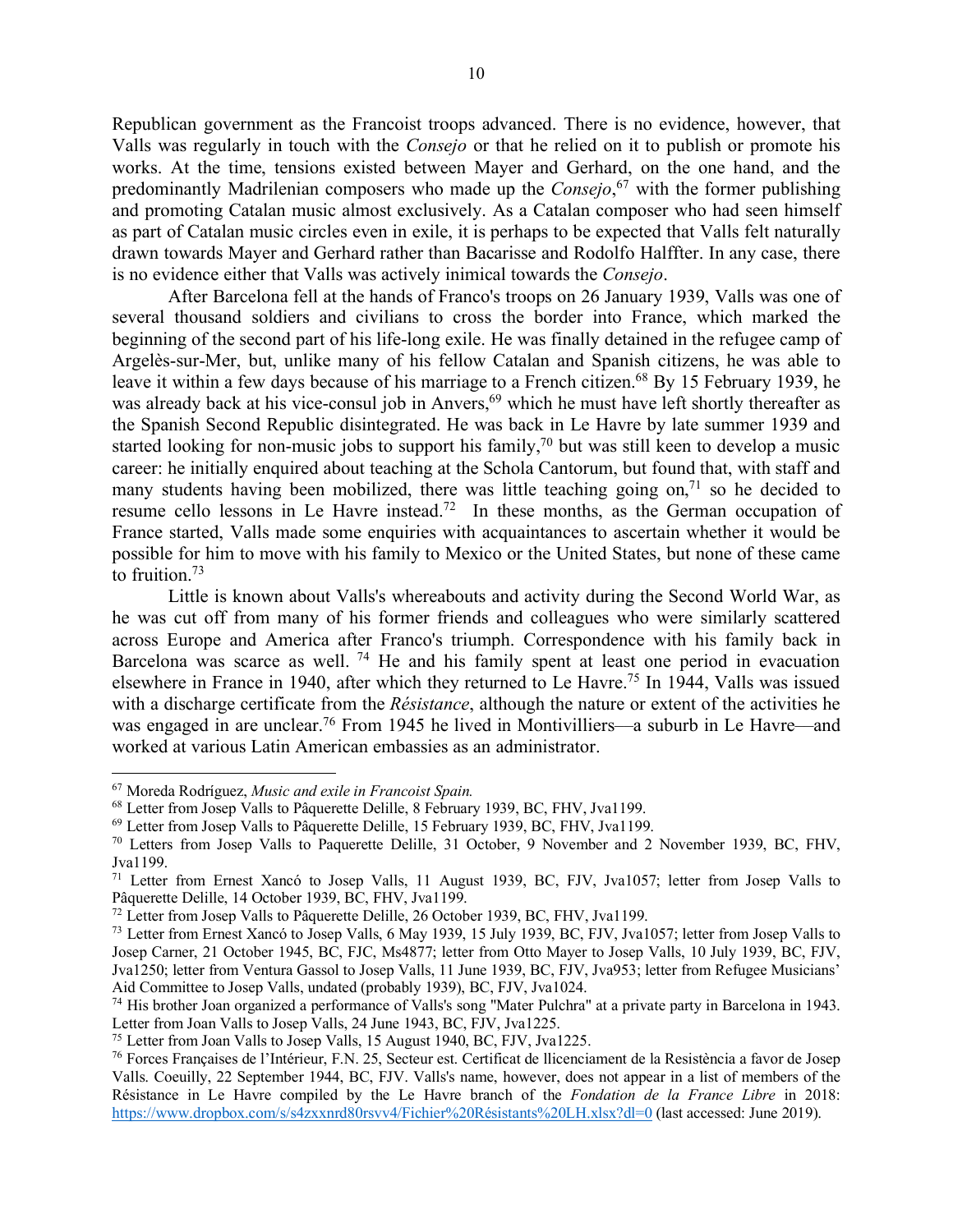Republican government as the Francoist troops advanced. There is no evidence, however, that Valls was regularly in touch with the *Consejo* or that he relied on it to publish or promote his works. At the time, tensions existed between Mayer and Gerhard, on the one hand, and the predominantly Madrilenian composers who made up the *Consejo*,[67] with the former publishing and promoting Catalan music almost exclusively. As a Catalan composer who had seen himself as part of Catalan music circles even in exile, it is perhaps to be expected that Valls felt naturally drawn towards Mayer and Gerhard rather than Bacarisse and Rodolfo Halffter. In any case, there is no evidence either that Valls was actively inimical towards the *Consejo*.

After Barcelona fell at the hands of Franco's troops on 26 January 1939, Valls was one of several thousand soldiers and civilians to cross the border into France, which marked the beginning of the second part of his life-long exile. He was finally detained in the refugee camp of Argelès-sur-Mer, but, unlike many of his fellow Catalan and Spanish citizens, he was able to leave it within a few days because of his marriage to a French citizen.[68] By 15 February 1939, he was already back at his vice-consul job in Anvers,[69] which he must have left shortly thereafter as the Spanish Second Republic disintegrated. He was back in Le Havre by late summer 1939 and started looking for non-music jobs to support his family,[70] but was still keen to develop a music career: he initially enquired about teaching at the Schola Cantorum, but found that, with staff and many students having been mobilized, there was little teaching going on,[71] so he decided to resume cello lessons in Le Havre instead.[72] In these months, as the German occupation of France started, Valls made some enquiries with acquaintances to ascertain whether it would be possible for him to move with his family to Mexico or the United States, but none of these came to fruition.[73]

Little is known about Valls's whereabouts and activity during the Second World War, as he was cut off from many of his former friends and colleagues who were similarly scattered across Europe and America after Franco's triumph. Correspondence with his family back in Barcelona was scarce as well.[74] He and his family spent at least one period in evacuation elsewhere in France in 1940, after which they returned to Le Havre.[75] In 1944, Valls was issued with a discharge certificate from the *Résistance*, although the nature or extent of the activities he was engaged in are unclear.[76] From 1945 he lived in Montivilliers—a suburb in Le Havre—and worked at various Latin American embassies as an administrator.

---

[67] Moreda Rodríguez, *Music and exile in Francoist Spain.*

[68] Letter from Josep Valls to Pâquerette Delille, 8 February 1939, BC, FHV, Jva1199.

[69] Letter from Josep Valls to Pâquerette Delille, 15 February 1939, BC, FHV, Jva1199.

[70] Letters from Josep Valls to Paquerette Delille, 31 October, 9 November and 2 November 1939, BC, FHV, Jva1199.

[71] Letter from Ernest Xancó to Josep Valls, 11 August 1939, BC, FJV, Jva1057; letter from Josep Valls to Pâquerette Delille, 14 October 1939, BC, FHV, Jva1199.

[72] Letter from Josep Valls to Pâquerette Delille, 26 October 1939, BC, FHV, Jva1199.

[73] Letter from Ernest Xancó to Josep Valls, 6 May 1939, 15 July 1939, BC, FJV, Jva1057; letter from Josep Valls to Josep Carner, 21 October 1945, BC, FJC, Ms4877; letter from Otto Mayer to Josep Valls, 10 July 1939, BC, FJV, Jva1250; letter from Ventura Gassol to Josep Valls, 11 June 1939, BC, FJV, Jva953; letter from Refugee Musicians' Aid Committee to Josep Valls, undated (probably 1939), BC, FJV, Jva1024.

[74] His brother Joan organized a performance of Valls's song "Mater Pulchra" at a private party in Barcelona in 1943. Letter from Joan Valls to Josep Valls, 24 June 1943, BC, FJV, Jva1225.

[75] Letter from Joan Valls to Josep Valls, 15 August 1940, BC, FJV, Jva1225.

[76] Forces Françaises de l'Intérieur, F.N. 25, Secteur est. Certificat de llicenciament de la Resistència a favor de Josep Valls. Coeuilly, 22 September 1944, BC, FJV. Valls's name, however, does not appear in a list of members of the Résistance in Le Havre compiled by the Le Havre branch of the *Fondation de la France Libre* in 2018: https://www.dropbox.com/s/s4zxxnrd80rsvv4/Fichier%20Résistants%20LH.xlsx?dl=0 (last accessed: June 2019).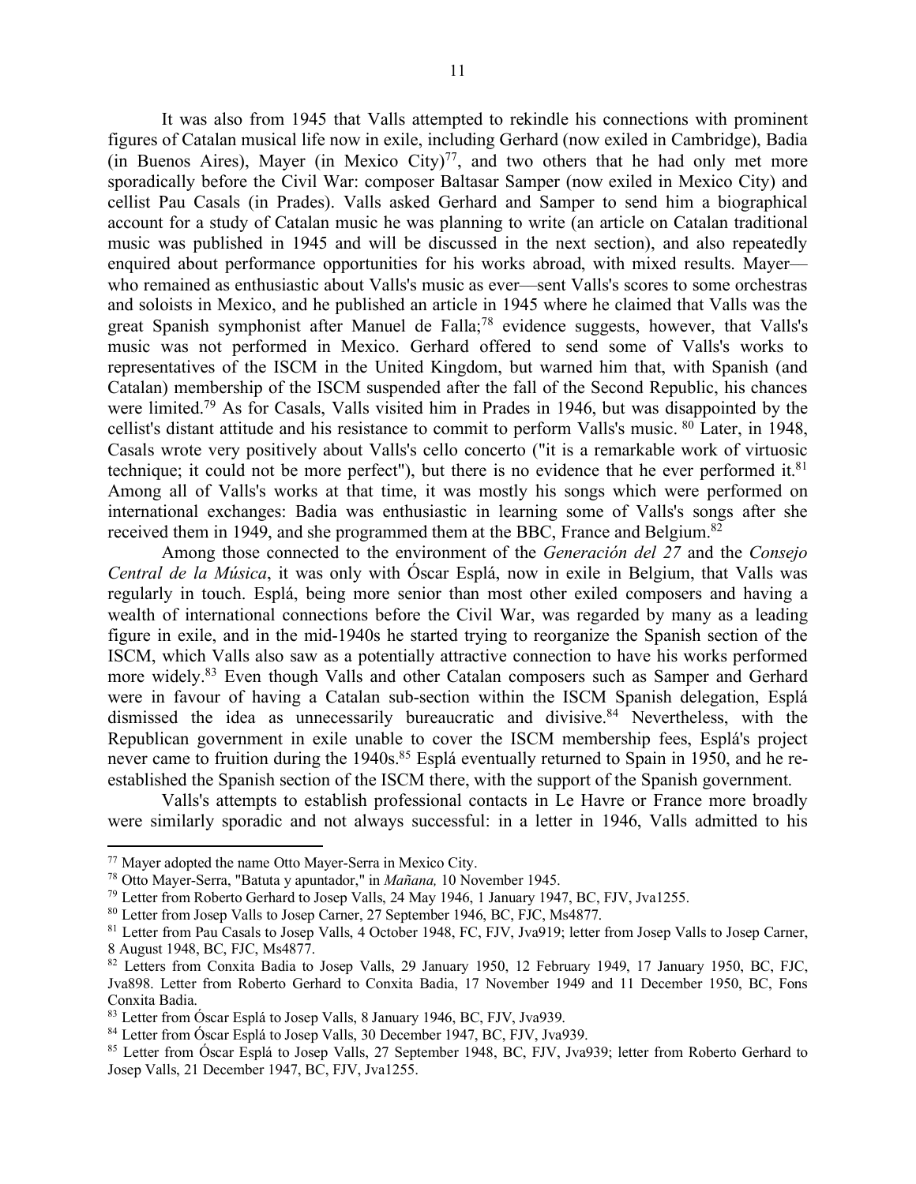It was also from 1945 that Valls attempted to rekindle his connections with prominent figures of Catalan musical life now in exile, including Gerhard (now exiled in Cambridge), Badia (in Buenos Aires), Mayer (in Mexico City)[77], and two others that he had only met more sporadically before the Civil War: composer Baltasar Samper (now exiled in Mexico City) and cellist Pau Casals (in Prades). Valls asked Gerhard and Samper to send him a biographical account for a study of Catalan music he was planning to write (an article on Catalan traditional music was published in 1945 and will be discussed in the next section), and also repeatedly enquired about performance opportunities for his works abroad, with mixed results. Mayer—who remained as enthusiastic about Valls's music as ever—sent Valls's scores to some orchestras and soloists in Mexico, and he published an article in 1945 where he claimed that Valls was the great Spanish symphonist after Manuel de Falla;[78] evidence suggests, however, that Valls's music was not performed in Mexico. Gerhard offered to send some of Valls's works to representatives of the ISCM in the United Kingdom, but warned him that, with Spanish (and Catalan) membership of the ISCM suspended after the fall of the Second Republic, his chances were limited.[79] As for Casals, Valls visited him in Prades in 1946, but was disappointed by the cellist's distant attitude and his resistance to commit to perform Valls's music. [80] Later, in 1948, Casals wrote very positively about Valls's cello concerto ("it is a remarkable work of virtuosic technique; it could not be more perfect"), but there is no evidence that he ever performed it.[81] Among all of Valls's works at that time, it was mostly his songs which were performed on international exchanges: Badia was enthusiastic in learning some of Valls's songs after she received them in 1949, and she programmed them at the BBC, France and Belgium.[82]

Among those connected to the environment of the *Generación del 27* and the *Consejo Central de la Música*, it was only with Óscar Esplá, now in exile in Belgium, that Valls was regularly in touch. Esplá, being more senior than most other exiled composers and having a wealth of international connections before the Civil War, was regarded by many as a leading figure in exile, and in the mid-1940s he started trying to reorganize the Spanish section of the ISCM, which Valls also saw as a potentially attractive connection to have his works performed more widely.[83] Even though Valls and other Catalan composers such as Samper and Gerhard were in favour of having a Catalan sub-section within the ISCM Spanish delegation, Esplá dismissed the idea as unnecessarily bureaucratic and divisive.[84] Nevertheless, with the Republican government in exile unable to cover the ISCM membership fees, Esplá's project never came to fruition during the 1940s.[85] Esplá eventually returned to Spain in 1950, and he re-established the Spanish section of the ISCM there, with the support of the Spanish government.

Valls's attempts to establish professional contacts in Le Havre or France more broadly were similarly sporadic and not always successful: in a letter in 1946, Valls admitted to his

---

[77] Mayer adopted the name Otto Mayer-Serra in Mexico City.

[78] Otto Mayer-Serra, "Batuta y apuntador," in *Mañana,* 10 November 1945.

[79] Letter from Roberto Gerhard to Josep Valls, 24 May 1946, 1 January 1947, BC, FJV, Jva1255.

[80] Letter from Josep Valls to Josep Carner, 27 September 1946, BC, FJC, Ms4877.

[81] Letter from Pau Casals to Josep Valls, 4 October 1948, FC, FJV, Jva919; letter from Josep Valls to Josep Carner, 8 August 1948, BC, FJC, Ms4877.

[82] Letters from Conxita Badia to Josep Valls, 29 January 1950, 12 February 1949, 17 January 1950, BC, FJC, Jva898. Letter from Roberto Gerhard to Conxita Badia, 17 November 1949 and 11 December 1950, BC, Fons Conxita Badia.

[83] Letter from Óscar Esplá to Josep Valls, 8 January 1946, BC, FJV, Jva939.

[84] Letter from Óscar Esplá to Josep Valls, 30 December 1947, BC, FJV, Jva939.

[85] Letter from Óscar Esplá to Josep Valls, 27 September 1948, BC, FJV, Jva939; letter from Roberto Gerhard to Josep Valls, 21 December 1947, BC, FJV, Jva1255.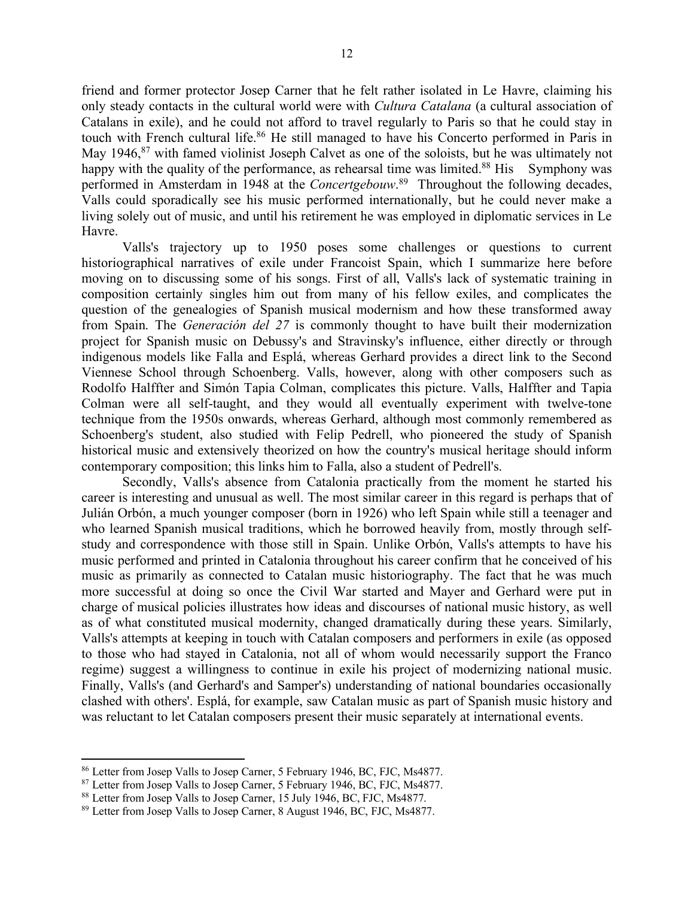friend and former protector Josep Carner that he felt rather isolated in Le Havre, claiming his only steady contacts in the cultural world were with *Cultura Catalana* (a cultural association of Catalans in exile), and he could not afford to travel regularly to Paris so that he could stay in touch with French cultural life.[86] He still managed to have his Concerto performed in Paris in May 1946,[87] with famed violinist Joseph Calvet as one of the soloists, but he was ultimately not happy with the quality of the performance, as rehearsal time was limited.[88] His Symphony was performed in Amsterdam in 1948 at the *Concertgebouw*.[89] Throughout the following decades, Valls could sporadically see his music performed internationally, but he could never make a living solely out of music, and until his retirement he was employed in diplomatic services in Le Havre.

Valls's trajectory up to 1950 poses some challenges or questions to current historiographical narratives of exile under Francoist Spain, which I summarize here before moving on to discussing some of his songs. First of all, Valls's lack of systematic training in composition certainly singles him out from many of his fellow exiles, and complicates the question of the genealogies of Spanish musical modernism and how these transformed away from Spain. The *Generación del 27* is commonly thought to have built their modernization project for Spanish music on Debussy's and Stravinsky's influence, either directly or through indigenous models like Falla and Esplá, whereas Gerhard provides a direct link to the Second Viennese School through Schoenberg. Valls, however, along with other composers such as Rodolfo Halffter and Simón Tapia Colman, complicates this picture. Valls, Halffter and Tapia Colman were all self-taught, and they would all eventually experiment with twelve-tone technique from the 1950s onwards, whereas Gerhard, although most commonly remembered as Schoenberg's student, also studied with Felip Pedrell, who pioneered the study of Spanish historical music and extensively theorized on how the country's musical heritage should inform contemporary composition; this links him to Falla, also a student of Pedrell's.

Secondly, Valls's absence from Catalonia practically from the moment he started his career is interesting and unusual as well. The most similar career in this regard is perhaps that of Julián Orbón, a much younger composer (born in 1926) who left Spain while still a teenager and who learned Spanish musical traditions, which he borrowed heavily from, mostly through self-study and correspondence with those still in Spain. Unlike Orbón, Valls's attempts to have his music performed and printed in Catalonia throughout his career confirm that he conceived of his music as primarily as connected to Catalan music historiography. The fact that he was much more successful at doing so once the Civil War started and Mayer and Gerhard were put in charge of musical policies illustrates how ideas and discourses of national music history, as well as of what constituted musical modernity, changed dramatically during these years. Similarly, Valls's attempts at keeping in touch with Catalan composers and performers in exile (as opposed to those who had stayed in Catalonia, not all of whom would necessarily support the Franco regime) suggest a willingness to continue in exile his project of modernizing national music. Finally, Valls's (and Gerhard's and Samper's) understanding of national boundaries occasionally clashed with others'. Esplá, for example, saw Catalan music as part of Spanish music history and was reluctant to let Catalan composers present their music separately at international events.

---

[86] Letter from Josep Valls to Josep Carner, 5 February 1946, BC, FJC, Ms4877.

[87] Letter from Josep Valls to Josep Carner, 5 February 1946, BC, FJC, Ms4877.

[88] Letter from Josep Valls to Josep Carner, 15 July 1946, BC, FJC, Ms4877.

[89] Letter from Josep Valls to Josep Carner, 8 August 1946, BC, FJC, Ms4877.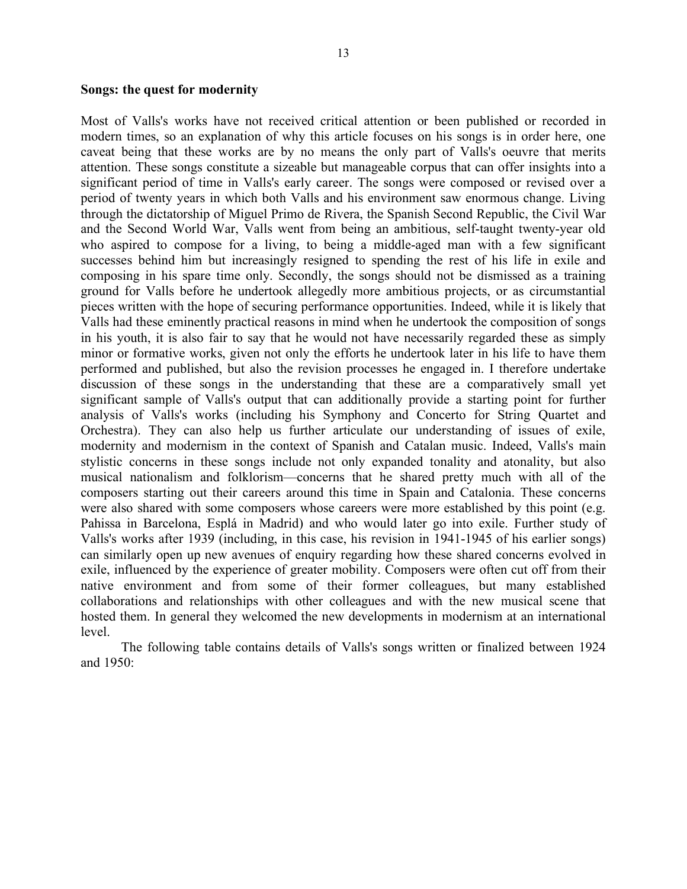**Songs: the quest for modernity**

Most of Valls's works have not received critical attention or been published or recorded in modern times, so an explanation of why this article focuses on his songs is in order here, one caveat being that these works are by no means the only part of Valls's oeuvre that merits attention. These songs constitute a sizeable but manageable corpus that can offer insights into a significant period of time in Valls's early career. The songs were composed or revised over a period of twenty years in which both Valls and his environment saw enormous change. Living through the dictatorship of Miguel Primo de Rivera, the Spanish Second Republic, the Civil War and the Second World War, Valls went from being an ambitious, self-taught twenty-year old who aspired to compose for a living, to being a middle-aged man with a few significant successes behind him but increasingly resigned to spending the rest of his life in exile and composing in his spare time only. Secondly, the songs should not be dismissed as a training ground for Valls before he undertook allegedly more ambitious projects, or as circumstantial pieces written with the hope of securing performance opportunities. Indeed, while it is likely that Valls had these eminently practical reasons in mind when he undertook the composition of songs in his youth, it is also fair to say that he would not have necessarily regarded these as simply minor or formative works, given not only the efforts he undertook later in his life to have them performed and published, but also the revision processes he engaged in. I therefore undertake discussion of these songs in the understanding that these are a comparatively small yet significant sample of Valls's output that can additionally provide a starting point for further analysis of Valls's works (including his Symphony and Concerto for String Quartet and Orchestra). They can also help us further articulate our understanding of issues of exile, modernity and modernism in the context of Spanish and Catalan music. Indeed, Valls's main stylistic concerns in these songs include not only expanded tonality and atonality, but also musical nationalism and folklorism—concerns that he shared pretty much with all of the composers starting out their careers around this time in Spain and Catalonia. These concerns were also shared with some composers whose careers were more established by this point (e.g. Pahissa in Barcelona, Esplá in Madrid) and who would later go into exile. Further study of Valls's works after 1939 (including, in this case, his revision in 1941-1945 of his earlier songs) can similarly open up new avenues of enquiry regarding how these shared concerns evolved in exile, influenced by the experience of greater mobility. Composers were often cut off from their native environment and from some of their former colleagues, but many established collaborations and relationships with other colleagues and with the new musical scene that hosted them. In general they welcomed the new developments in modernism at an international level.

The following table contains details of Valls's songs written or finalized between 1924 and 1950: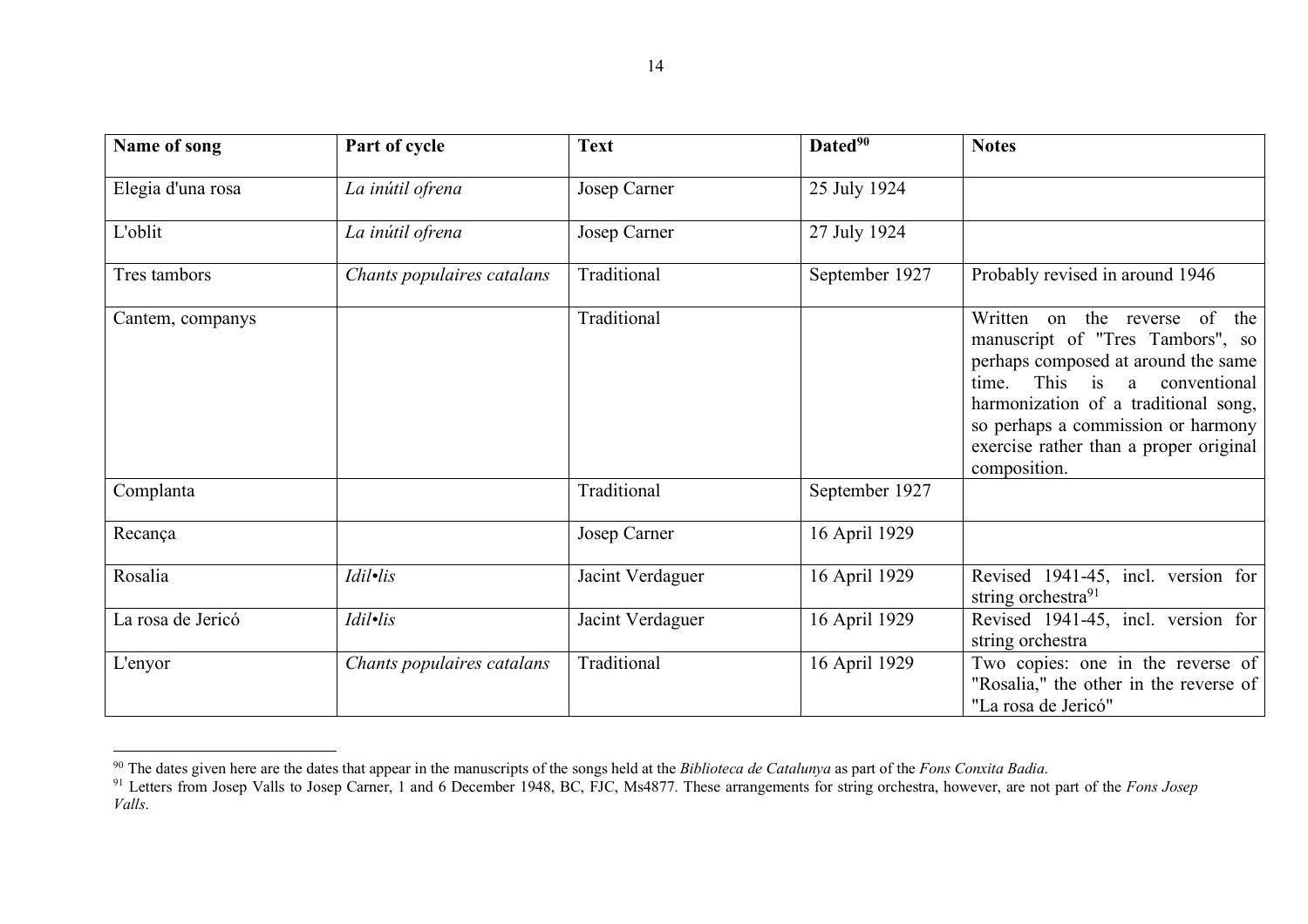| Name of song | Part of cycle | Text | Dated[90] | Notes |
|---|---|---|---|---|
| Elegia d'una rosa | *La inútil ofrena* | Josep Carner | 25 July 1924 | |
| L'oblit | *La inútil ofrena* | Josep Carner | 27 July 1924 | |
| Tres tambors | *Chants populaires catalans* | Traditional | September 1927 | Probably revised in around 1946 |
| Cantem, companys | | Traditional | | Written on the reverse of the manuscript of "Tres Tambors", so perhaps composed at around the same time. This is a conventional harmonization of a traditional song, so perhaps a commission or harmony exercise rather than a proper original composition. |
| Complanta | | Traditional | September 1927 | |
| Recança | | Josep Carner | 16 April 1929 | |
| Rosalia | *Idil•lis* | Jacint Verdaguer | 16 April 1929 | Revised 1941-45, incl. version for string orchestra[91] |
| La rosa de Jericó | *Idil•lis* | Jacint Verdaguer | 16 April 1929 | Revised 1941-45, incl. version for string orchestra |
| L'enyor | *Chants populaires catalans* | Traditional | 16 April 1929 | Two copies: one in the reverse of "Rosalia," the other in the reverse of "La rosa de Jericó" |

[90] The dates given here are the dates that appear in the manuscripts of the songs held at the *Biblioteca de Catalunya* as part of the *Fons Conxita Badia*.

[91] Letters from Josep Valls to Josep Carner, 1 and 6 December 1948, BC, FJC, Ms4877. These arrangements for string orchestra, however, are not part of the *Fons Josep Valls*.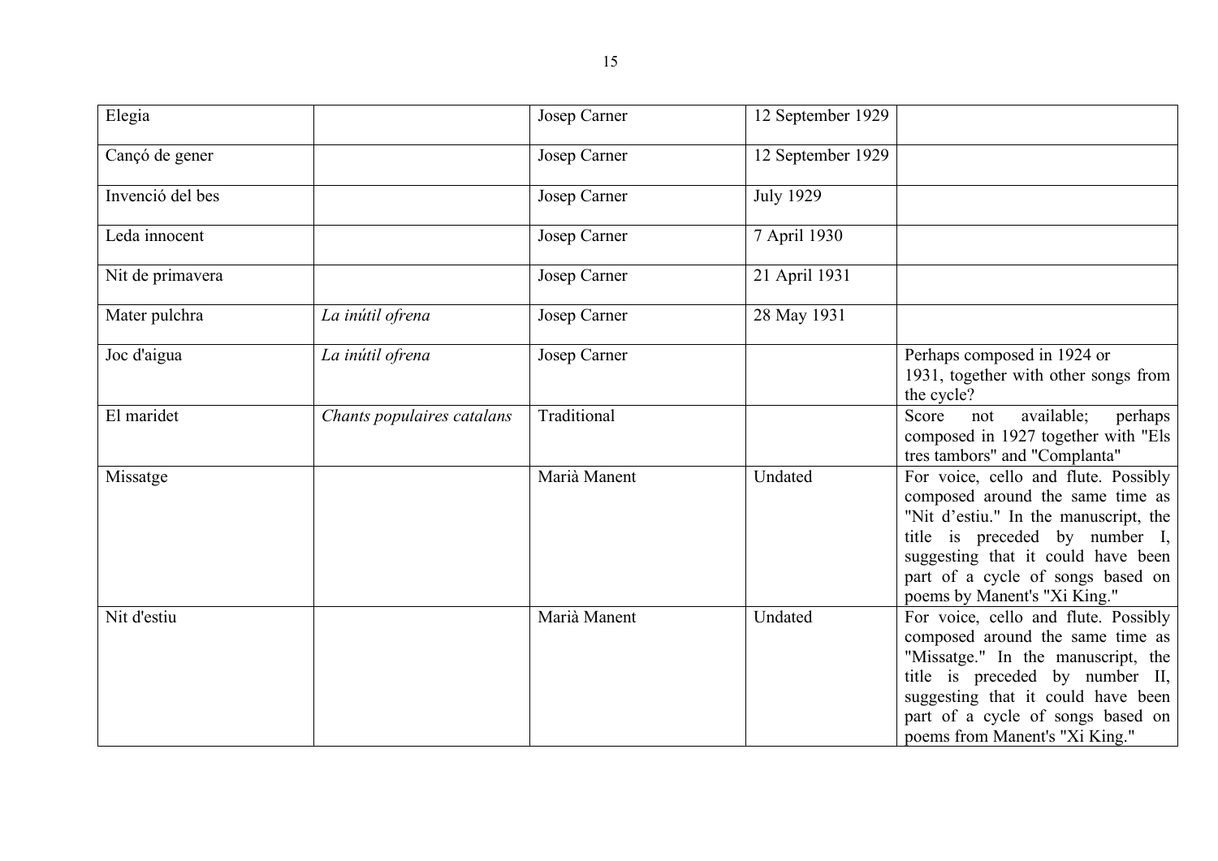| | | | | |
|---|---|---|---|---|
| Elegia | | Josep Carner | 12 September 1929 | |
| Cançó de gener | | Josep Carner | 12 September 1929 | |
| Invenció del bes | | Josep Carner | July 1929 | |
| Leda innocent | | Josep Carner | 7 April 1930 | |
| Nit de primavera | | Josep Carner | 21 April 1931 | |
| Mater pulchra | *La inútil ofrena* | Josep Carner | 28 May 1931 | |
| Joc d'aigua | *La inútil ofrena* | Josep Carner | | Perhaps composed in 1924 or 1931, together with other songs from the cycle? |
| El maridet | *Chants populaires catalans* | Traditional | | Score not available; perhaps composed in 1927 together with "Els tres tambors" and "Complanta" |
| Missatge | | Marià Manent | Undated | For voice, cello and flute. Possibly composed around the same time as "Nit d'estiu." In the manuscript, the title is preceded by number I, suggesting that it could have been part of a cycle of songs based on poems by Manent's "Xi King." |
| Nit d'estiu | | Marià Manent | Undated | For voice, cello and flute. Possibly composed around the same time as "Missatge." In the manuscript, the title is preceded by number II, suggesting that it could have been part of a cycle of songs based on poems from Manent's "Xi King." |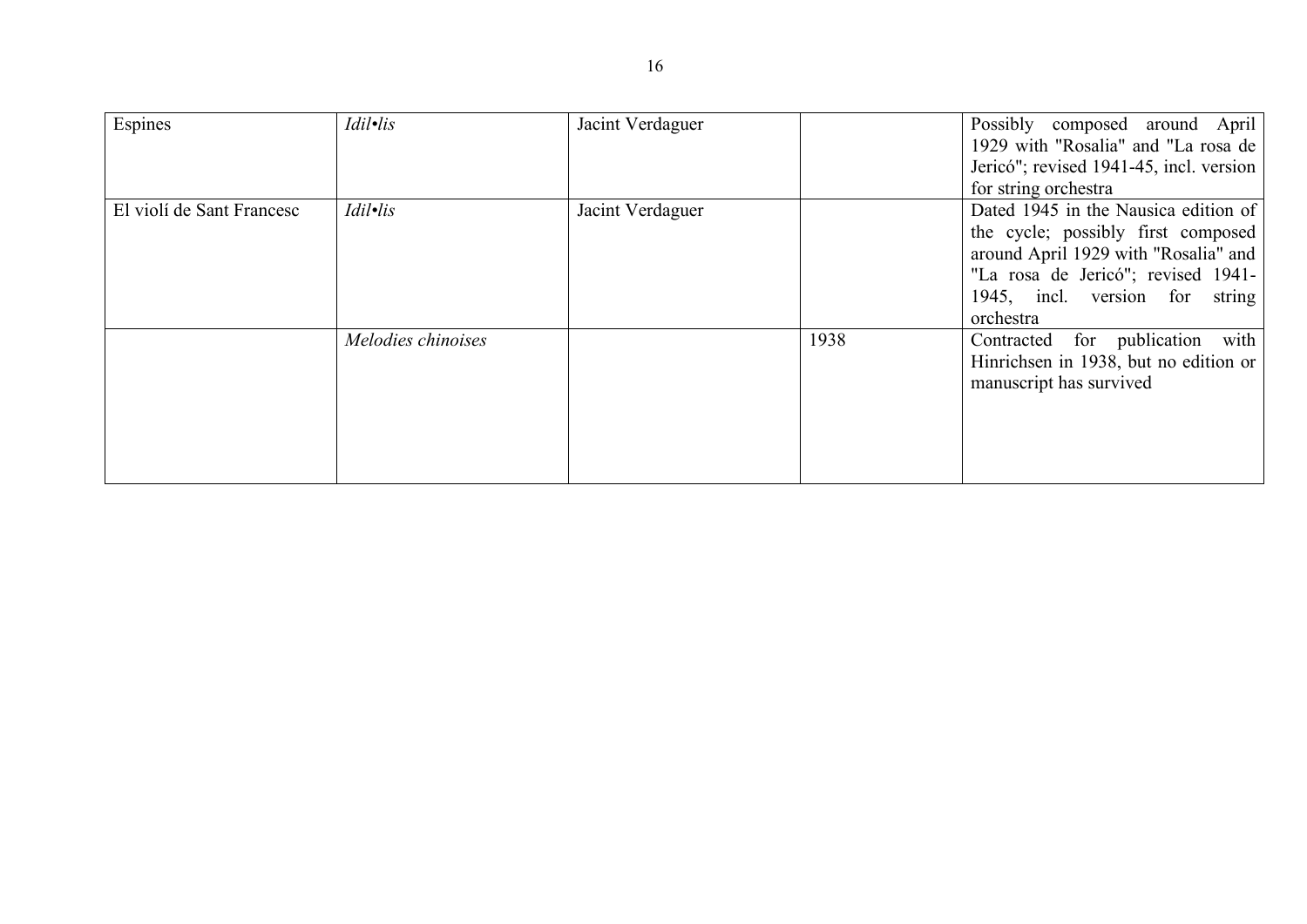| | | | | |
|---|---|---|---|---|
| Espines | *Idil•lis* | Jacint Verdaguer | | Possibly composed around April 1929 with "Rosalia" and "La rosa de Jericó"; revised 1941-45, incl. version for string orchestra |
| El violí de Sant Francesc | *Idil•lis* | Jacint Verdaguer | | Dated 1945 in the Nausica edition of the cycle; possibly first composed around April 1929 with "Rosalia" and "La rosa de Jericó"; revised 1941-1945, incl. version for string orchestra |
| | *Melodies chinoises* | | 1938 | Contracted for publication with Hinrichsen in 1938, but no edition or manuscript has survived |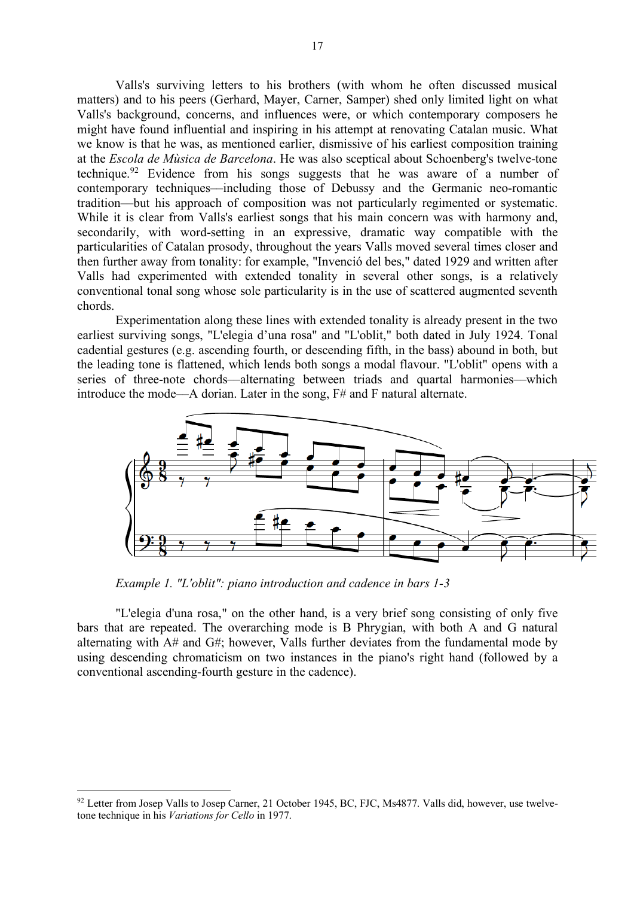Valls's surviving letters to his brothers (with whom he often discussed musical matters) and to his peers (Gerhard, Mayer, Carner, Samper) shed only limited light on what Valls's background, concerns, and influences were, or which contemporary composers he might have found influential and inspiring in his attempt at renovating Catalan music. What we know is that he was, as mentioned earlier, dismissive of his earliest composition training at the *Escola de Mùsica de Barcelona*. He was also sceptical about Schoenberg's twelve-tone technique.[92] Evidence from his songs suggests that he was aware of a number of contemporary techniques—including those of Debussy and the Germanic neo-romantic tradition—but his approach of composition was not particularly regimented or systematic. While it is clear from Valls's earliest songs that his main concern was with harmony and, secondarily, with word-setting in an expressive, dramatic way compatible with the particularities of Catalan prosody, throughout the years Valls moved several times closer and then further away from tonality: for example, "Invenció del bes," dated 1929 and written after Valls had experimented with extended tonality in several other songs, is a relatively conventional tonal song whose sole particularity is in the use of scattered augmented seventh chords.

Experimentation along these lines with extended tonality is already present in the two earliest surviving songs, "L'elegia d'una rosa" and "L'oblit," both dated in July 1924. Tonal cadential gestures (e.g. ascending fourth, or descending fifth, in the bass) abound in both, but the leading tone is flattened, which lends both songs a modal flavour. "L'oblit" opens with a series of three-note chords—alternating between triads and quartal harmonies—which introduce the mode—A dorian. Later in the song, F# and F natural alternate.

*Example 1. "L'oblit": piano introduction and cadence in bars 1-3*

"L'elegia d'una rosa," on the other hand, is a very brief song consisting of only five bars that are repeated. The overarching mode is B Phrygian, with both A and G natural alternating with A# and G#; however, Valls further deviates from the fundamental mode by using descending chromaticism on two instances in the piano's right hand (followed by a conventional ascending-fourth gesture in the cadence).

---

[92] Letter from Josep Valls to Josep Carner, 21 October 1945, BC, FJC, Ms4877. Valls did, however, use twelve-tone technique in his *Variations for Cello* in 1977.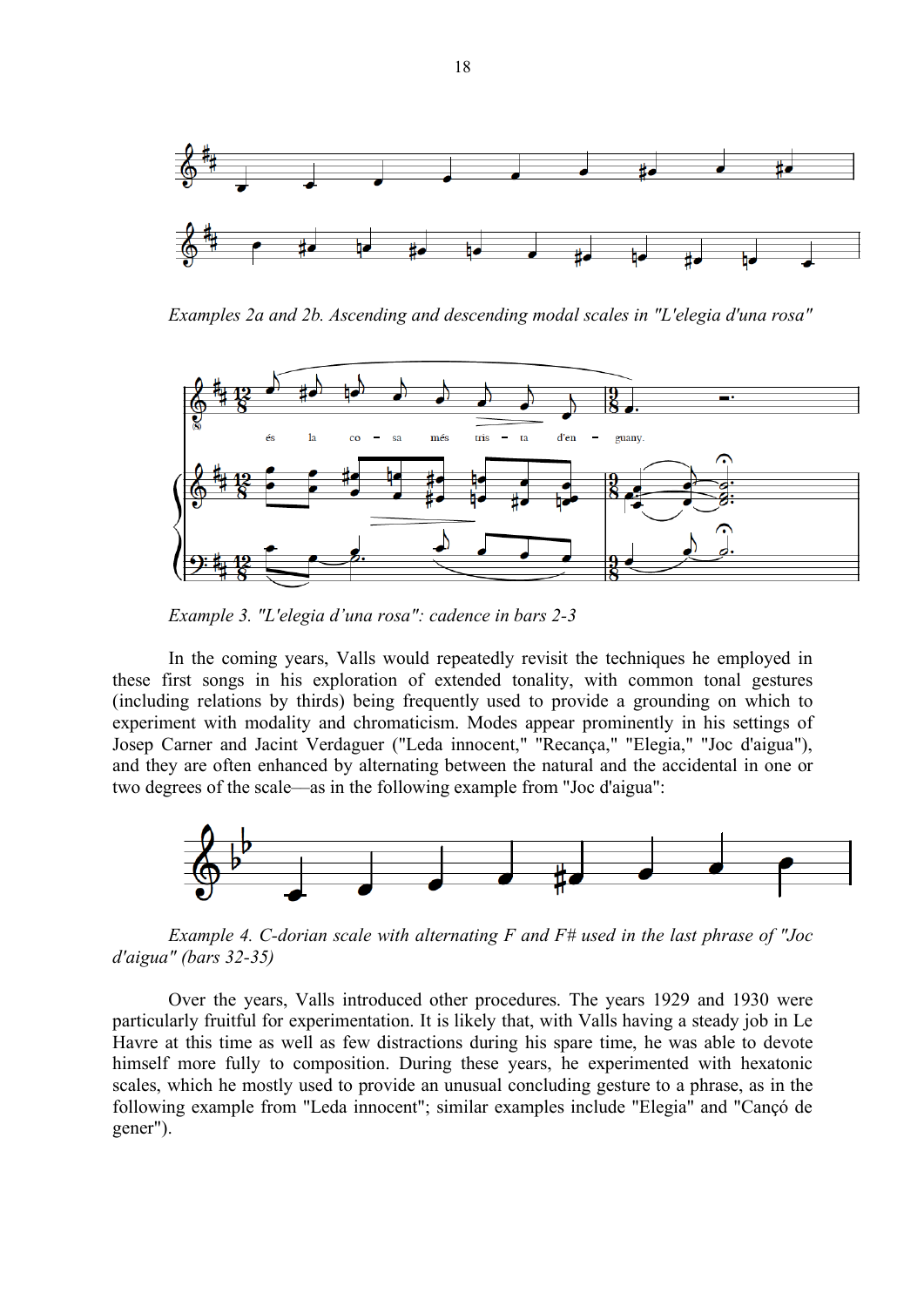*Examples 2a and 2b. Ascending and descending modal scales in "L'elegia d'una rosa"*

*Example 3. "L'elegia d'una rosa": cadence in bars 2-3*

In the coming years, Valls would repeatedly revisit the techniques he employed in these first songs in his exploration of extended tonality, with common tonal gestures (including relations by thirds) being frequently used to provide a grounding on which to experiment with modality and chromaticism. Modes appear prominently in his settings of Josep Carner and Jacint Verdaguer ("Leda innocent," "Recança," "Elegia," "Joc d'aigua"), and they are often enhanced by alternating between the natural and the accidental in one or two degrees of the scale—as in the following example from "Joc d'aigua":

*Example 4. C-dorian scale with alternating F and F# used in the last phrase of "Joc d'aigua" (bars 32-35)*

Over the years, Valls introduced other procedures. The years 1929 and 1930 were particularly fruitful for experimentation. It is likely that, with Valls having a steady job in Le Havre at this time as well as few distractions during his spare time, he was able to devote himself more fully to composition. During these years, he experimented with hexatonic scales, which he mostly used to provide an unusual concluding gesture to a phrase, as in the following example from "Leda innocent"; similar examples include "Elegia" and "Cançó de gener").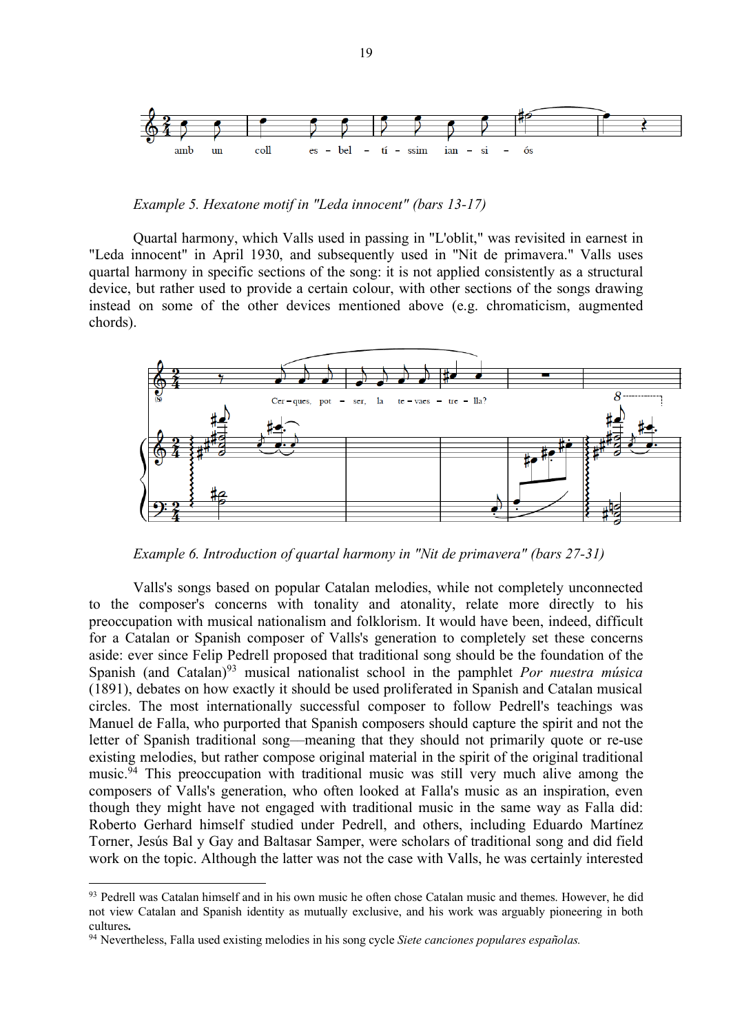*Example 5. Hexatone motif in "Leda innocent" (bars 13-17)*

Quartal harmony, which Valls used in passing in "L'oblit," was revisited in earnest in "Leda innocent" in April 1930, and subsequently used in "Nit de primavera." Valls uses quartal harmony in specific sections of the song: it is not applied consistently as a structural device, but rather used to provide a certain colour, with other sections of the songs drawing instead on some of the other devices mentioned above (e.g. chromaticism, augmented chords).

*Example 6. Introduction of quartal harmony in "Nit de primavera" (bars 27-31)*

Valls's songs based on popular Catalan melodies, while not completely unconnected to the composer's concerns with tonality and atonality, relate more directly to his preoccupation with musical nationalism and folklorism. It would have been, indeed, difficult for a Catalan or Spanish composer of Valls's generation to completely set these concerns aside: ever since Felip Pedrell proposed that traditional song should be the foundation of the Spanish (and Catalan)[93] musical nationalist school in the pamphlet *Por nuestra música* (1891), debates on how exactly it should be used proliferated in Spanish and Catalan musical circles. The most internationally successful composer to follow Pedrell's teachings was Manuel de Falla, who purported that Spanish composers should capture the spirit and not the letter of Spanish traditional song—meaning that they should not primarily quote or re-use existing melodies, but rather compose original material in the spirit of the original traditional music.[94] This preoccupation with traditional music was still very much alive among the composers of Valls's generation, who often looked at Falla's music as an inspiration, even though they might have not engaged with traditional music in the same way as Falla did: Roberto Gerhard himself studied under Pedrell, and others, including Eduardo Martínez Torner, Jesús Bal y Gay and Baltasar Samper, were scholars of traditional song and did field work on the topic. Although the latter was not the case with Valls, he was certainly interested

---

[93] Pedrell was Catalan himself and in his own music he often chose Catalan music and themes. However, he did not view Catalan and Spanish identity as mutually exclusive, and his work was arguably pioneering in both cultures**.**

[94] Nevertheless, Falla used existing melodies in his song cycle *Siete canciones populares españolas.*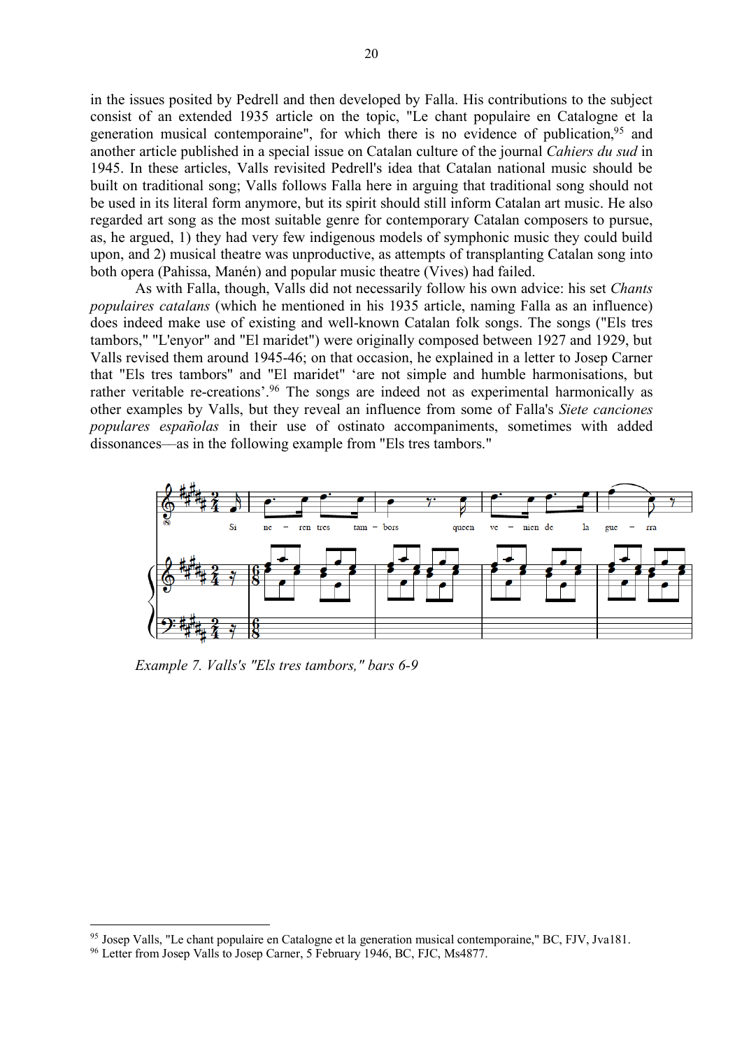in the issues posited by Pedrell and then developed by Falla. His contributions to the subject consist of an extended 1935 article on the topic, "Le chant populaire en Catalogne et la generation musical contemporaine", for which there is no evidence of publication,[95] and another article published in a special issue on Catalan culture of the journal *Cahiers du sud* in 1945. In these articles, Valls revisited Pedrell's idea that Catalan national music should be built on traditional song; Valls follows Falla here in arguing that traditional song should not be used in its literal form anymore, but its spirit should still inform Catalan art music. He also regarded art song as the most suitable genre for contemporary Catalan composers to pursue, as, he argued, 1) they had very few indigenous models of symphonic music they could build upon, and 2) musical theatre was unproductive, as attempts of transplanting Catalan song into both opera (Pahissa, Manén) and popular music theatre (Vives) had failed.

As with Falla, though, Valls did not necessarily follow his own advice: his set *Chants populaires catalans* (which he mentioned in his 1935 article, naming Falla as an influence) does indeed make use of existing and well-known Catalan folk songs. The songs ("Els tres tambors," "L'enyor" and "El maridet") were originally composed between 1927 and 1929, but Valls revised them around 1945-46; on that occasion, he explained in a letter to Josep Carner that "Els tres tambors" and "El maridet" 'are not simple and humble harmonisations, but rather veritable re-creations'.[96] The songs are indeed not as experimental harmonically as other examples by Valls, but they reveal an influence from some of Falla's *Siete canciones populares españolas* in their use of ostinato accompaniments, sometimes with added dissonances—as in the following example from "Els tres tambors."

*Example 7. Valls's "Els tres tambors," bars 6-9*

---

[95] Josep Valls, "Le chant populaire en Catalogne et la generation musical contemporaine," BC, FJV, Jva181.

[96] Letter from Josep Valls to Josep Carner, 5 February 1946, BC, FJC, Ms4877.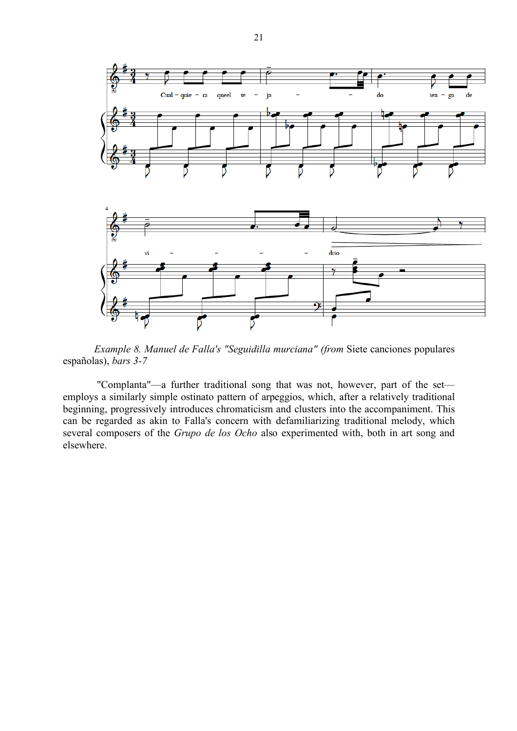*Example 8. Manuel de Falla's "Seguidilla murciana" (from* Siete canciones populares españolas), *bars 3-7*

"Complanta"—a further traditional song that was not, however, part of the set—employs a similarly simple ostinato pattern of arpeggios, which, after a relatively traditional beginning, progressively introduces chromaticism and clusters into the accompaniment. This can be regarded as akin to Falla's concern with defamiliarizing traditional melody, which several composers of the *Grupo de los Ocho* also experimented with, both in art song and elsewhere.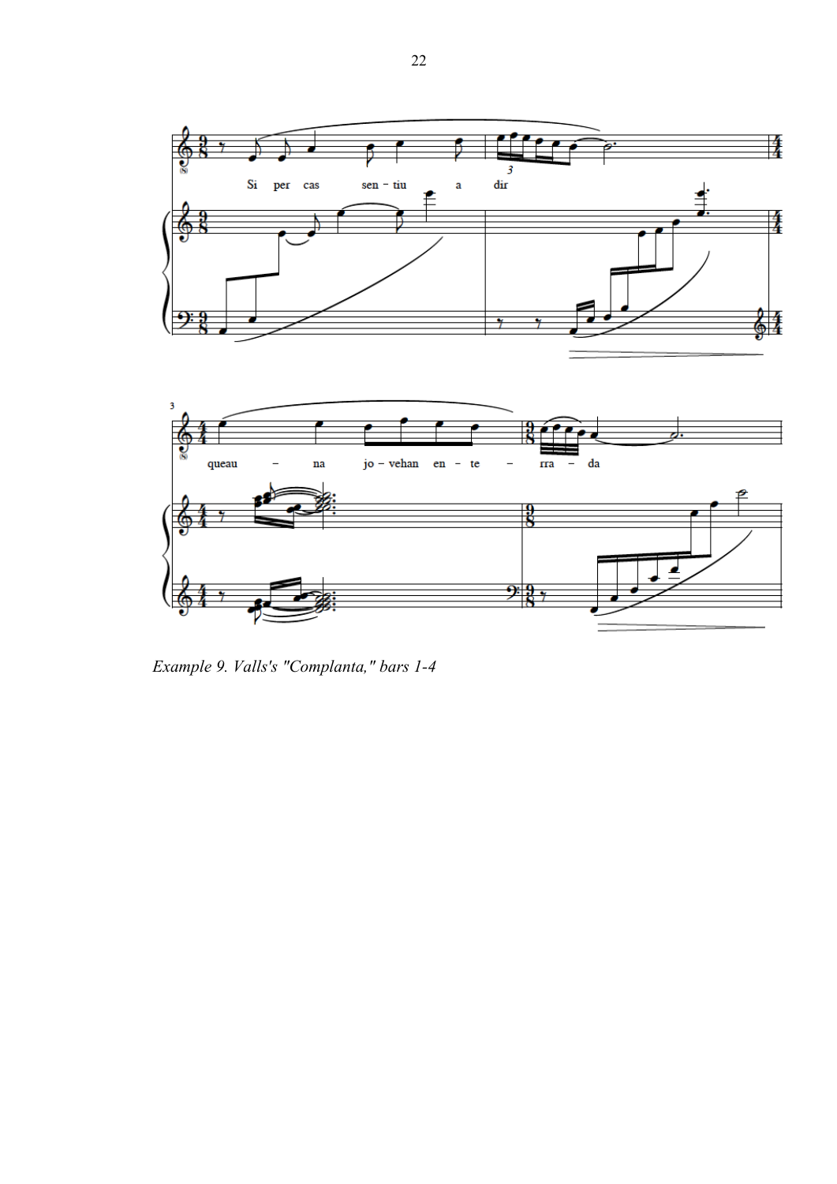*Example 9. Valls's "Complanta," bars 1-4*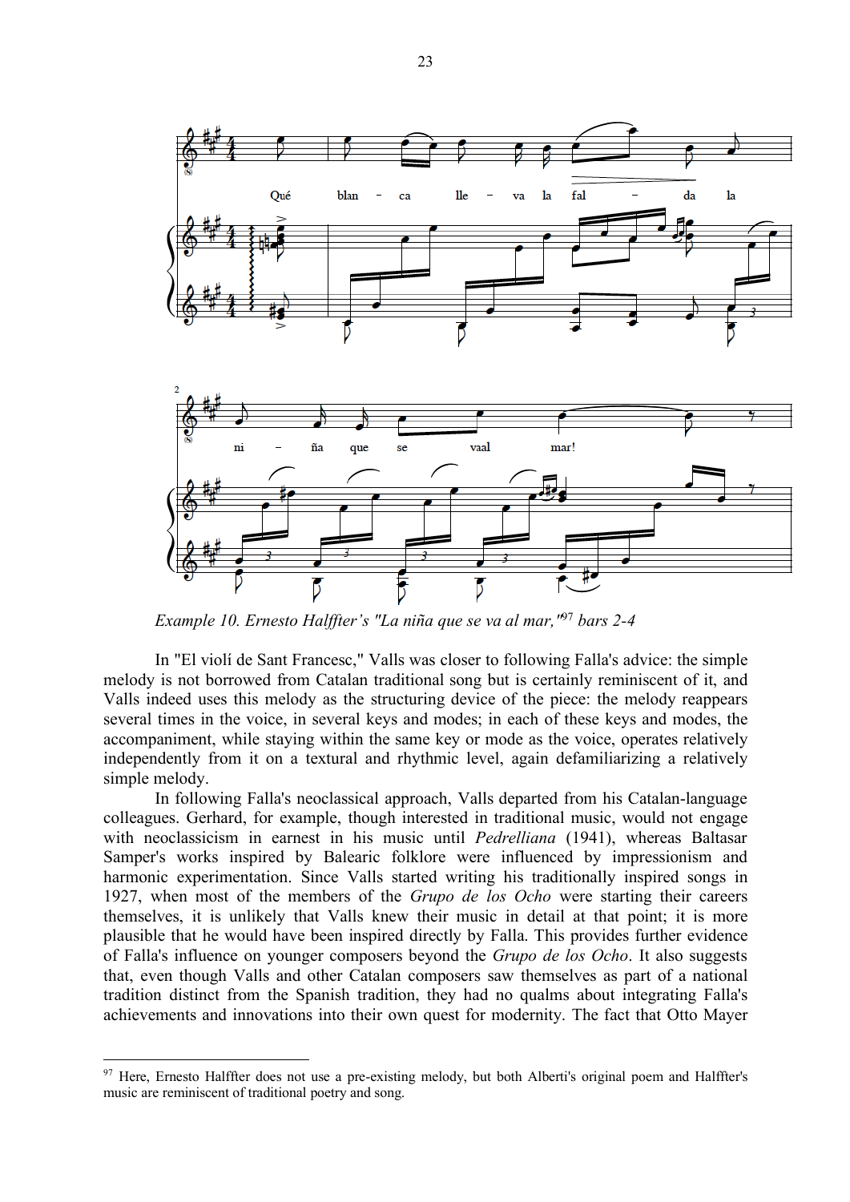*Example 10. Ernesto Halffter's "La niña que se va al mar,"*[97] *bars 2-4*

In "El violí de Sant Francesc," Valls was closer to following Falla's advice: the simple melody is not borrowed from Catalan traditional song but is certainly reminiscent of it, and Valls indeed uses this melody as the structuring device of the piece: the melody reappears several times in the voice, in several keys and modes; in each of these keys and modes, the accompaniment, while staying within the same key or mode as the voice, operates relatively independently from it on a textural and rhythmic level, again defamiliarizing a relatively simple melody.

In following Falla's neoclassical approach, Valls departed from his Catalan-language colleagues. Gerhard, for example, though interested in traditional music, would not engage with neoclassicism in earnest in his music until *Pedrelliana* (1941), whereas Baltasar Samper's works inspired by Balearic folklore were influenced by impressionism and harmonic experimentation. Since Valls started writing his traditionally inspired songs in 1927, when most of the members of the *Grupo de los Ocho* were starting their careers themselves, it is unlikely that Valls knew their music in detail at that point; it is more plausible that he would have been inspired directly by Falla. This provides further evidence of Falla's influence on younger composers beyond the *Grupo de los Ocho*. It also suggests that, even though Valls and other Catalan composers saw themselves as part of a national tradition distinct from the Spanish tradition, they had no qualms about integrating Falla's achievements and innovations into their own quest for modernity. The fact that Otto Mayer

---

[97] Here, Ernesto Halffter does not use a pre-existing melody, but both Alberti's original poem and Halffter's music are reminiscent of traditional poetry and song.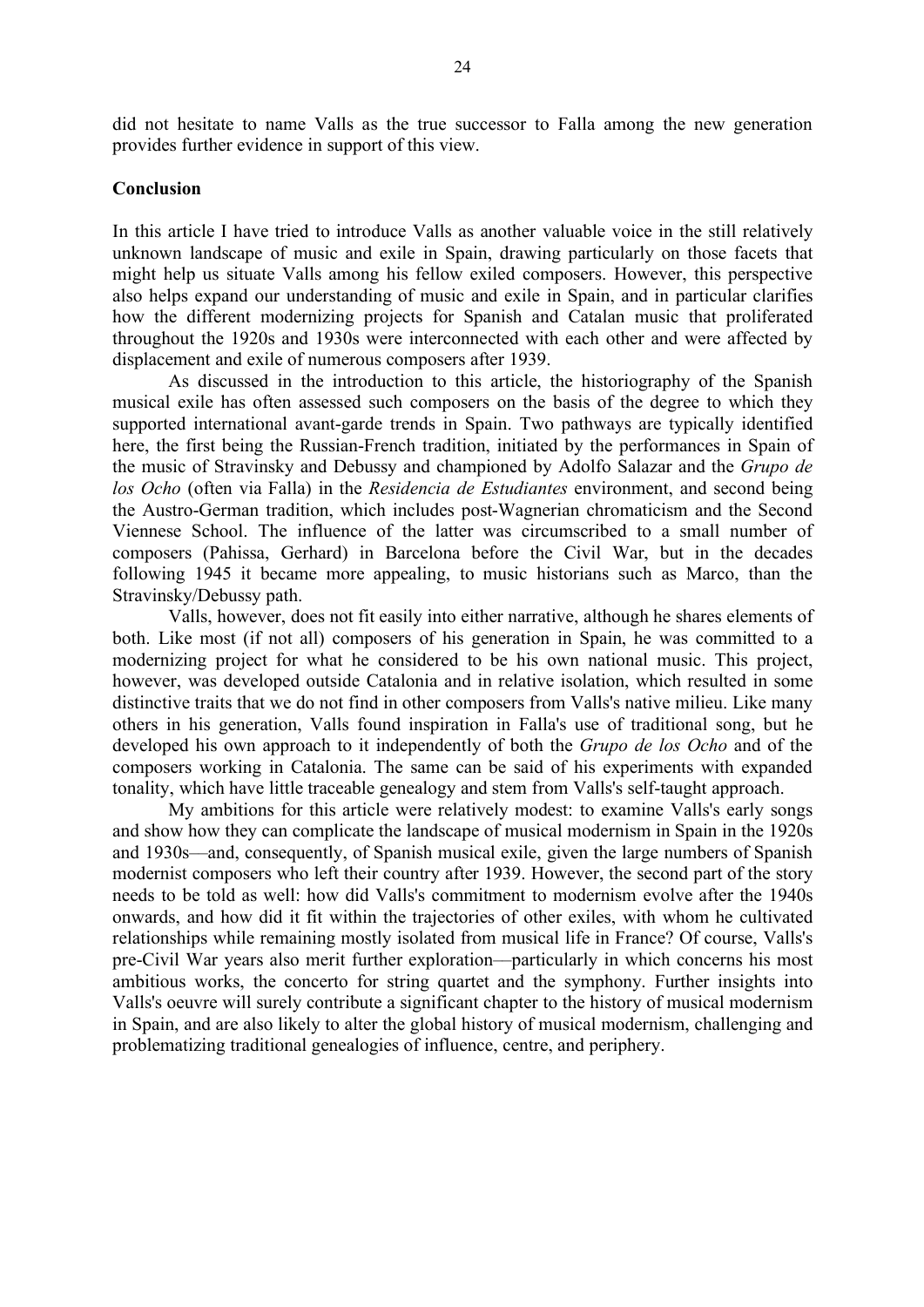did not hesitate to name Valls as the true successor to Falla among the new generation provides further evidence in support of this view.

**Conclusion**

In this article I have tried to introduce Valls as another valuable voice in the still relatively unknown landscape of music and exile in Spain, drawing particularly on those facets that might help us situate Valls among his fellow exiled composers. However, this perspective also helps expand our understanding of music and exile in Spain, and in particular clarifies how the different modernizing projects for Spanish and Catalan music that proliferated throughout the 1920s and 1930s were interconnected with each other and were affected by displacement and exile of numerous composers after 1939.

As discussed in the introduction to this article, the historiography of the Spanish musical exile has often assessed such composers on the basis of the degree to which they supported international avant-garde trends in Spain. Two pathways are typically identified here, the first being the Russian-French tradition, initiated by the performances in Spain of the music of Stravinsky and Debussy and championed by Adolfo Salazar and the *Grupo de los Ocho* (often via Falla) in the *Residencia de Estudiantes* environment, and second being the Austro-German tradition, which includes post-Wagnerian chromaticism and the Second Viennese School. The influence of the latter was circumscribed to a small number of composers (Pahissa, Gerhard) in Barcelona before the Civil War, but in the decades following 1945 it became more appealing, to music historians such as Marco, than the Stravinsky/Debussy path.

Valls, however, does not fit easily into either narrative, although he shares elements of both. Like most (if not all) composers of his generation in Spain, he was committed to a modernizing project for what he considered to be his own national music. This project, however, was developed outside Catalonia and in relative isolation, which resulted in some distinctive traits that we do not find in other composers from Valls's native milieu. Like many others in his generation, Valls found inspiration in Falla's use of traditional song, but he developed his own approach to it independently of both the *Grupo de los Ocho* and of the composers working in Catalonia. The same can be said of his experiments with expanded tonality, which have little traceable genealogy and stem from Valls's self-taught approach.

My ambitions for this article were relatively modest: to examine Valls's early songs and show how they can complicate the landscape of musical modernism in Spain in the 1920s and 1930s—and, consequently, of Spanish musical exile, given the large numbers of Spanish modernist composers who left their country after 1939. However, the second part of the story needs to be told as well: how did Valls's commitment to modernism evolve after the 1940s onwards, and how did it fit within the trajectories of other exiles, with whom he cultivated relationships while remaining mostly isolated from musical life in France? Of course, Valls's pre-Civil War years also merit further exploration—particularly in which concerns his most ambitious works, the concerto for string quartet and the symphony. Further insights into Valls's oeuvre will surely contribute a significant chapter to the history of musical modernism in Spain, and are also likely to alter the global history of musical modernism, challenging and problematizing traditional genealogies of influence, centre, and periphery.